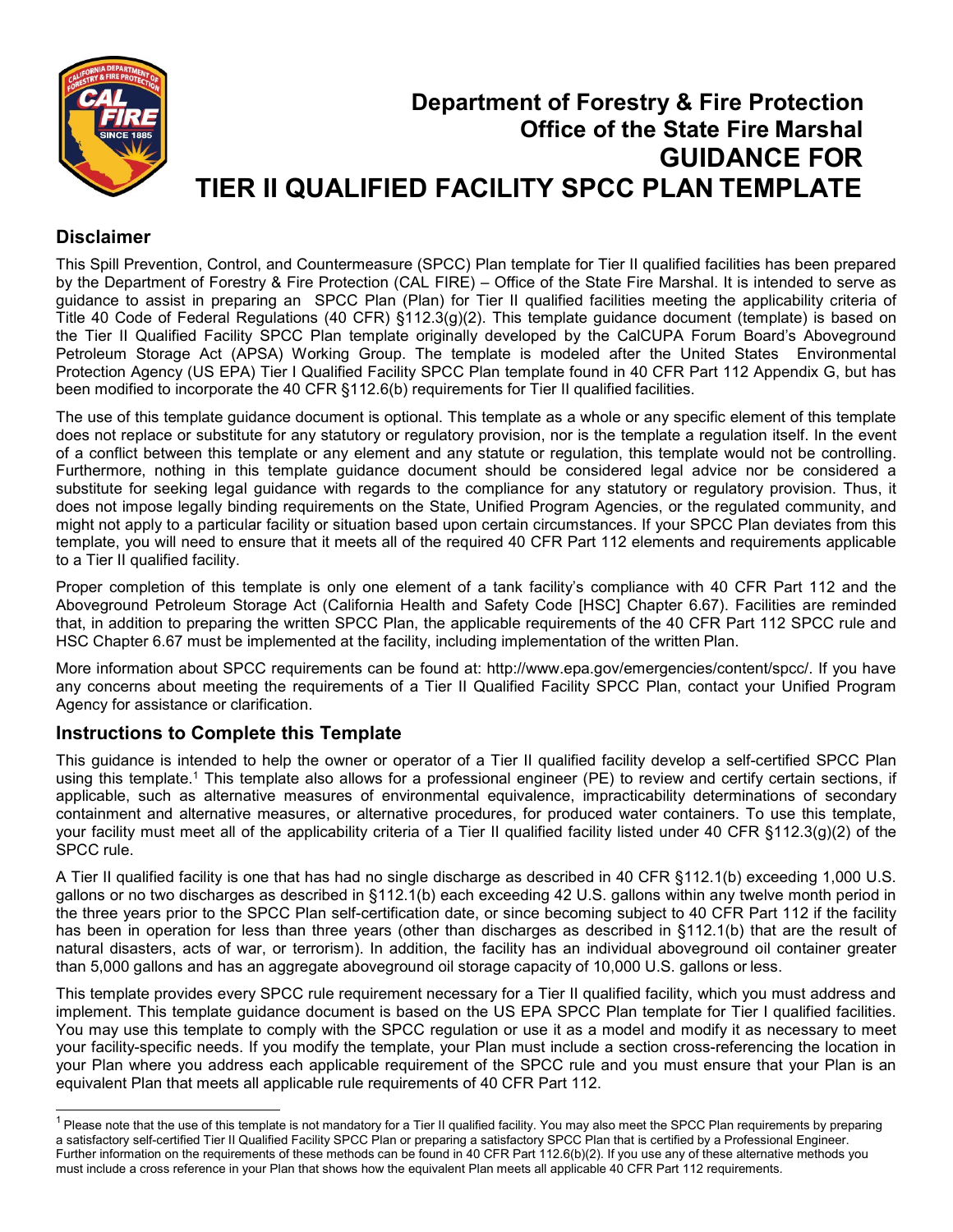# Department of Forestry & Fire Protection
# Office of the State Fire Marshal
# GUIDANCE FOR
# TIER II QUALIFIED FACILITY SPCC PLAN TEMPLATE

## Disclaimer

This Spill Prevention, Control, and Countermeasure (SPCC) Plan template for Tier II qualified facilities has been prepared by the Department of Forestry & Fire Protection (CAL FIRE) – Office of the State Fire Marshal. It is intended to serve as guidance to assist in preparing an SPCC Plan (Plan) for Tier II qualified facilities meeting the applicability criteria of Title 40 Code of Federal Regulations (40 CFR) §112.3(g)(2). This template guidance document (template) is based on the Tier II Qualified Facility SPCC Plan template originally developed by the CalCUPA Forum Board's Aboveground Petroleum Storage Act (APSA) Working Group. The template is modeled after the United States Environmental Protection Agency (US EPA) Tier I Qualified Facility SPCC Plan template found in 40 CFR Part 112 Appendix G, but has been modified to incorporate the 40 CFR §112.6(b) requirements for Tier II qualified facilities.

The use of this template guidance document is optional. This template as a whole or any specific element of this template does not replace or substitute for any statutory or regulatory provision, nor is the template a regulation itself. In the event of a conflict between this template or any element and any statute or regulation, this template would not be controlling. Furthermore, nothing in this template guidance document should be considered legal advice nor be considered a substitute for seeking legal guidance with regards to the compliance for any statutory or regulatory provision. Thus, it does not impose legally binding requirements on the State, Unified Program Agencies, or the regulated community, and might not apply to a particular facility or situation based upon certain circumstances. If your SPCC Plan deviates from this template, you will need to ensure that it meets all of the required 40 CFR Part 112 elements and requirements applicable to a Tier II qualified facility.

Proper completion of this template is only one element of a tank facility's compliance with 40 CFR Part 112 and the Aboveground Petroleum Storage Act (California Health and Safety Code [HSC] Chapter 6.67). Facilities are reminded that, in addition to preparing the written SPCC Plan, the applicable requirements of the 40 CFR Part 112 SPCC rule and HSC Chapter 6.67 must be implemented at the facility, including implementation of the written Plan.

More information about SPCC requirements can be found at: http://www.epa.gov/emergencies/content/spcc/. If you have any concerns about meeting the requirements of a Tier II Qualified Facility SPCC Plan, contact your Unified Program Agency for assistance or clarification.

## Instructions to Complete this Template

This guidance is intended to help the owner or operator of a Tier II qualified facility develop a self-certified SPCC Plan using this template.[1] This template also allows for a professional engineer (PE) to review and certify certain sections, if applicable, such as alternative measures of environmental equivalence, impracticability determinations of secondary containment and alternative measures, or alternative procedures, for produced water containers. To use this template, your facility must meet all of the applicability criteria of a Tier II qualified facility listed under 40 CFR §112.3(g)(2) of the SPCC rule.

A Tier II qualified facility is one that has had no single discharge as described in 40 CFR §112.1(b) exceeding 1,000 U.S. gallons or no two discharges as described in §112.1(b) each exceeding 42 U.S. gallons within any twelve month period in the three years prior to the SPCC Plan self-certification date, or since becoming subject to 40 CFR Part 112 if the facility has been in operation for less than three years (other than discharges as described in §112.1(b) that are the result of natural disasters, acts of war, or terrorism). In addition, the facility has an individual aboveground oil container greater than 5,000 gallons and has an aggregate aboveground oil storage capacity of 10,000 U.S. gallons or less.

This template provides every SPCC rule requirement necessary for a Tier II qualified facility, which you must address and implement. This template guidance document is based on the US EPA SPCC Plan template for Tier I qualified facilities. You may use this template to comply with the SPCC regulation or use it as a model and modify it as necessary to meet your facility-specific needs. If you modify the template, your Plan must include a section cross-referencing the location in your Plan where you address each applicable requirement of the SPCC rule and you must ensure that your Plan is an equivalent Plan that meets all applicable rule requirements of 40 CFR Part 112.

---

[1] Please note that the use of this template is not mandatory for a Tier II qualified facility. You may also meet the SPCC Plan requirements by preparing a satisfactory self-certified Tier II Qualified Facility SPCC Plan or preparing a satisfactory SPCC Plan that is certified by a Professional Engineer. Further information on the requirements of these methods can be found in 40 CFR Part 112.6(b)(2). If you use any of these alternative methods you must include a cross reference in your Plan that shows how the equivalent Plan meets all applicable 40 CFR Part 112 requirements.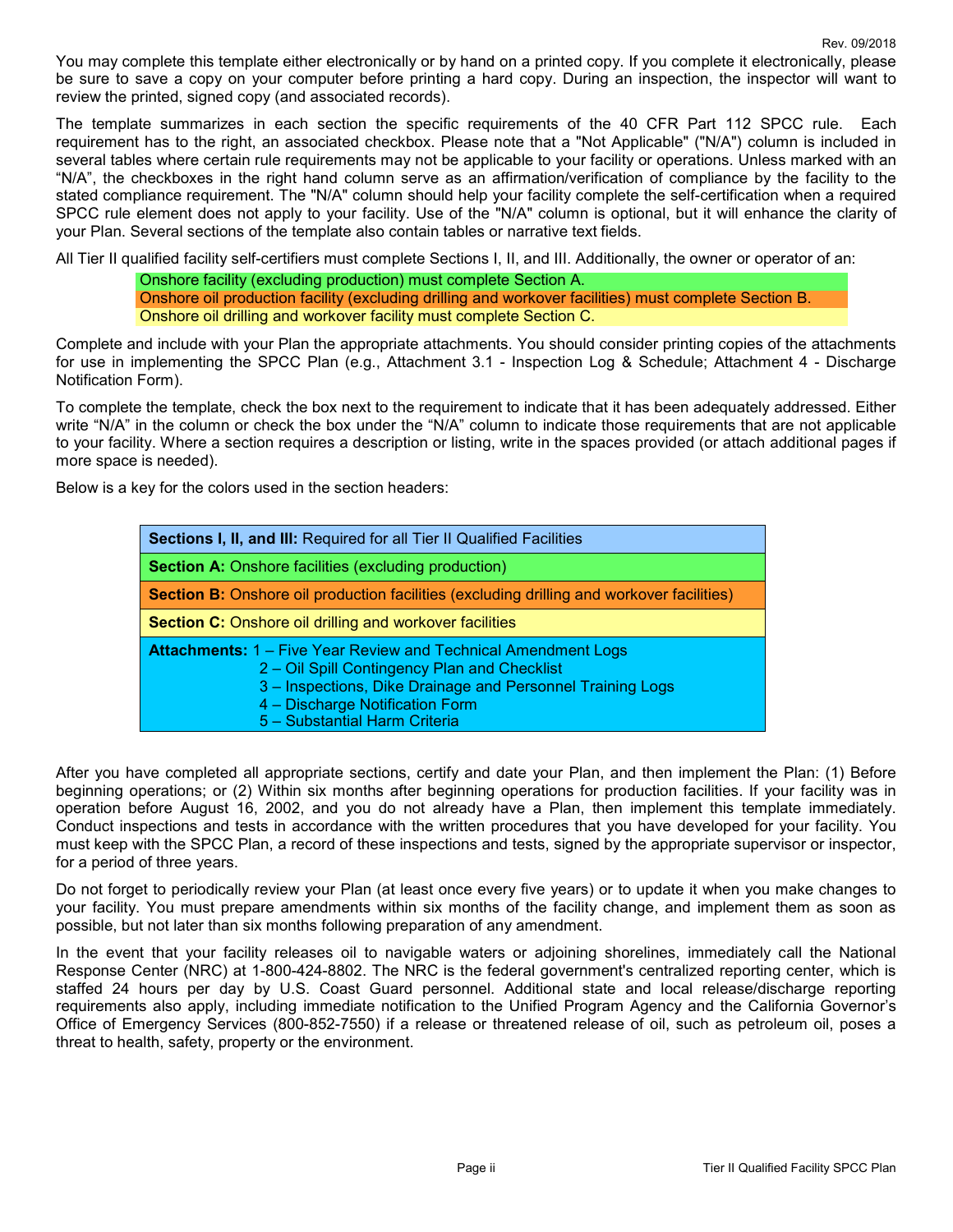You may complete this template either electronically or by hand on a printed copy. If you complete it electronically, please be sure to save a copy on your computer before printing a hard copy. During an inspection, the inspector will want to review the printed, signed copy (and associated records).

The template summarizes in each section the specific requirements of the 40 CFR Part 112 SPCC rule. Each requirement has to the right, an associated checkbox. Please note that a "Not Applicable" ("N/A") column is included in several tables where certain rule requirements may not be applicable to your facility or operations. Unless marked with an "N/A", the checkboxes in the right hand column serve as an affirmation/verification of compliance by the facility to the stated compliance requirement. The "N/A" column should help your facility complete the self-certification when a required SPCC rule element does not apply to your facility. Use of the "N/A" column is optional, but it will enhance the clarity of your Plan. Several sections of the template also contain tables or narrative text fields.

All Tier II qualified facility self-certifiers must complete Sections I, II, and III. Additionally, the owner or operator of an:

- Onshore facility (excluding production) must complete Section A.
- Onshore oil production facility (excluding drilling and workover facilities) must complete Section B.
- Onshore oil drilling and workover facility must complete Section C.

Complete and include with your Plan the appropriate attachments. You should consider printing copies of the attachments for use in implementing the SPCC Plan (e.g., Attachment 3.1 - Inspection Log & Schedule; Attachment 4 - Discharge Notification Form).

To complete the template, check the box next to the requirement to indicate that it has been adequately addressed. Either write "N/A" in the column or check the box under the "N/A" column to indicate those requirements that are not applicable to your facility. Where a section requires a description or listing, write in the spaces provided (or attach additional pages if more space is needed).

Below is a key for the colors used in the section headers:

| |
|---|
| **Sections I, II, and III:** Required for all Tier II Qualified Facilities |
| **Section A:** Onshore facilities (excluding production) |
| **Section B:** Onshore oil production facilities (excluding drilling and workover facilities) |
| **Section C:** Onshore oil drilling and workover facilities |
| **Attachments:** 1 – Five Year Review and Technical Amendment Logs<br>2 – Oil Spill Contingency Plan and Checklist<br>3 – Inspections, Dike Drainage and Personnel Training Logs<br>4 – Discharge Notification Form<br>5 – Substantial Harm Criteria |

After you have completed all appropriate sections, certify and date your Plan, and then implement the Plan: (1) Before beginning operations; or (2) Within six months after beginning operations for production facilities. If your facility was in operation before August 16, 2002, and you do not already have a Plan, then implement this template immediately. Conduct inspections and tests in accordance with the written procedures that you have developed for your facility. You must keep with the SPCC Plan, a record of these inspections and tests, signed by the appropriate supervisor or inspector, for a period of three years.

Do not forget to periodically review your Plan (at least once every five years) or to update it when you make changes to your facility. You must prepare amendments within six months of the facility change, and implement them as soon as possible, but not later than six months following preparation of any amendment.

In the event that your facility releases oil to navigable waters or adjoining shorelines, immediately call the National Response Center (NRC) at 1-800-424-8802. The NRC is the federal government's centralized reporting center, which is staffed 24 hours per day by U.S. Coast Guard personnel. Additional state and local release/discharge reporting requirements also apply, including immediate notification to the Unified Program Agency and the California Governor's Office of Emergency Services (800-852-7550) if a release or threatened release of oil, such as petroleum oil, poses a threat to health, safety, property or the environment.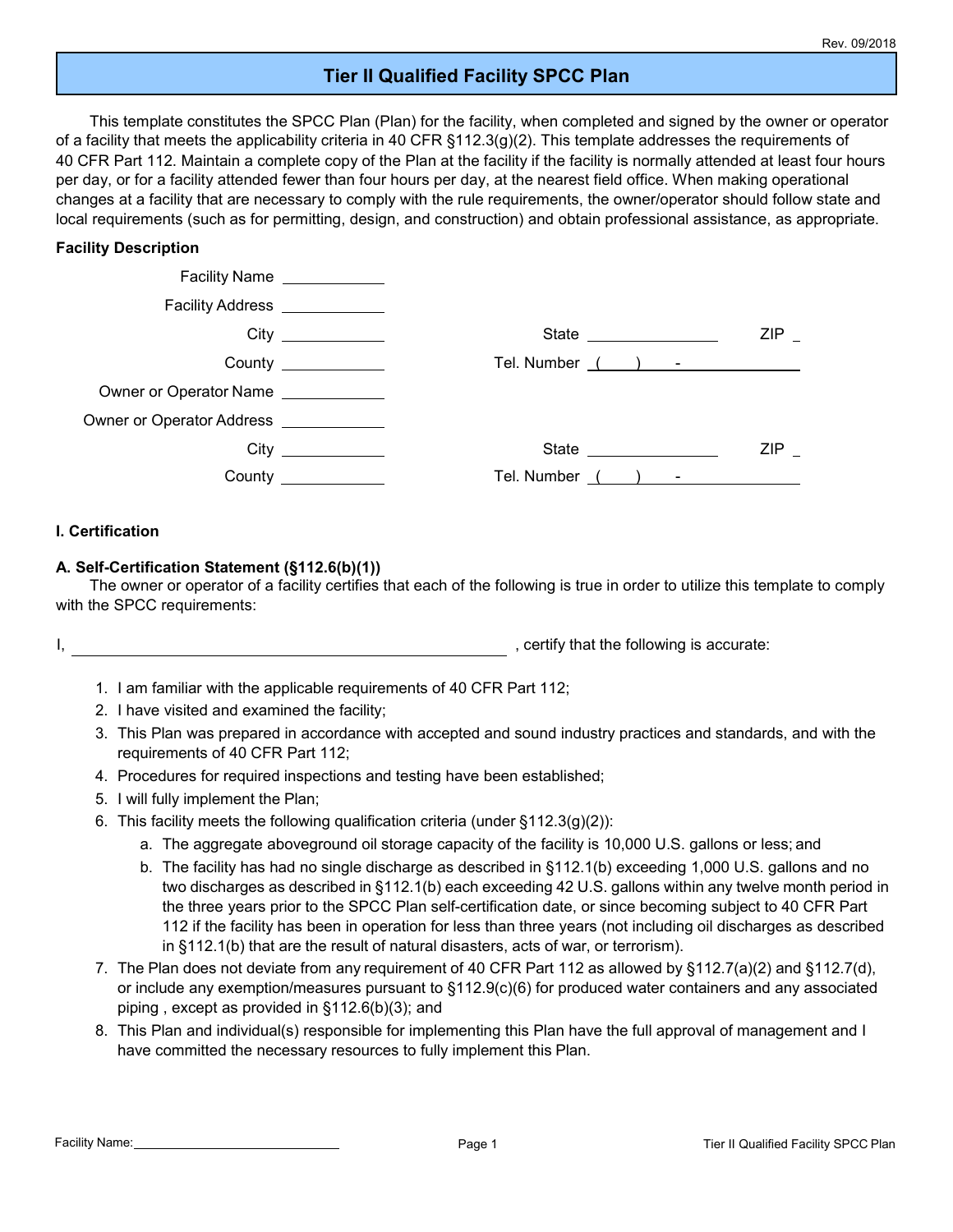Rev. 09/2018

# Tier II Qualified Facility SPCC Plan

This template constitutes the SPCC Plan (Plan) for the facility, when completed and signed by the owner or operator of a facility that meets the applicability criteria in 40 CFR §112.3(g)(2). This template addresses the requirements of 40 CFR Part 112. Maintain a complete copy of the Plan at the facility if the facility is normally attended at least four hours per day, or for a facility attended fewer than four hours per day, at the nearest field office. When making operational changes at a facility that are necessary to comply with the rule requirements, the owner/operator should follow state and local requirements (such as for permitting, design, and construction) and obtain professional assistance, as appropriate.

**Facility Description**

Facility Name ____________

Facility Address ____________

City ____________ State ______________ ZIP _

County ____________ Tel. Number ( ) -

Owner or Operator Name ____________

Owner or Operator Address ____________

City ____________ State ______________ ZIP _

County ____________ Tel. Number ( ) -

## I. Certification

### A. Self-Certification Statement (§112.6(b)(1))

The owner or operator of a facility certifies that each of the following is true in order to utilize this template to comply with the SPCC requirements:

I, ______________________________________________ , certify that the following is accurate:

1. I am familiar with the applicable requirements of 40 CFR Part 112;
2. I have visited and examined the facility;
3. This Plan was prepared in accordance with accepted and sound industry practices and standards, and with the requirements of 40 CFR Part 112;
4. Procedures for required inspections and testing have been established;
5. I will fully implement the Plan;
6. This facility meets the following qualification criteria (under §112.3(g)(2)):
   a. The aggregate aboveground oil storage capacity of the facility is 10,000 U.S. gallons or less; and
   b. The facility has had no single discharge as described in §112.1(b) exceeding 1,000 U.S. gallons and no two discharges as described in §112.1(b) each exceeding 42 U.S. gallons within any twelve month period in the three years prior to the SPCC Plan self-certification date, or since becoming subject to 40 CFR Part 112 if the facility has been in operation for less than three years (not including oil discharges as described in §112.1(b) that are the result of natural disasters, acts of war, or terrorism).
7. The Plan does not deviate from any requirement of 40 CFR Part 112 as allowed by §112.7(a)(2) and §112.7(d), or include any exemption/measures pursuant to §112.9(c)(6) for produced water containers and any associated piping , except as provided in §112.6(b)(3); and
8. This Plan and individual(s) responsible for implementing this Plan have the full approval of management and I have committed the necessary resources to fully implement this Plan.

Facility Name: ____________________________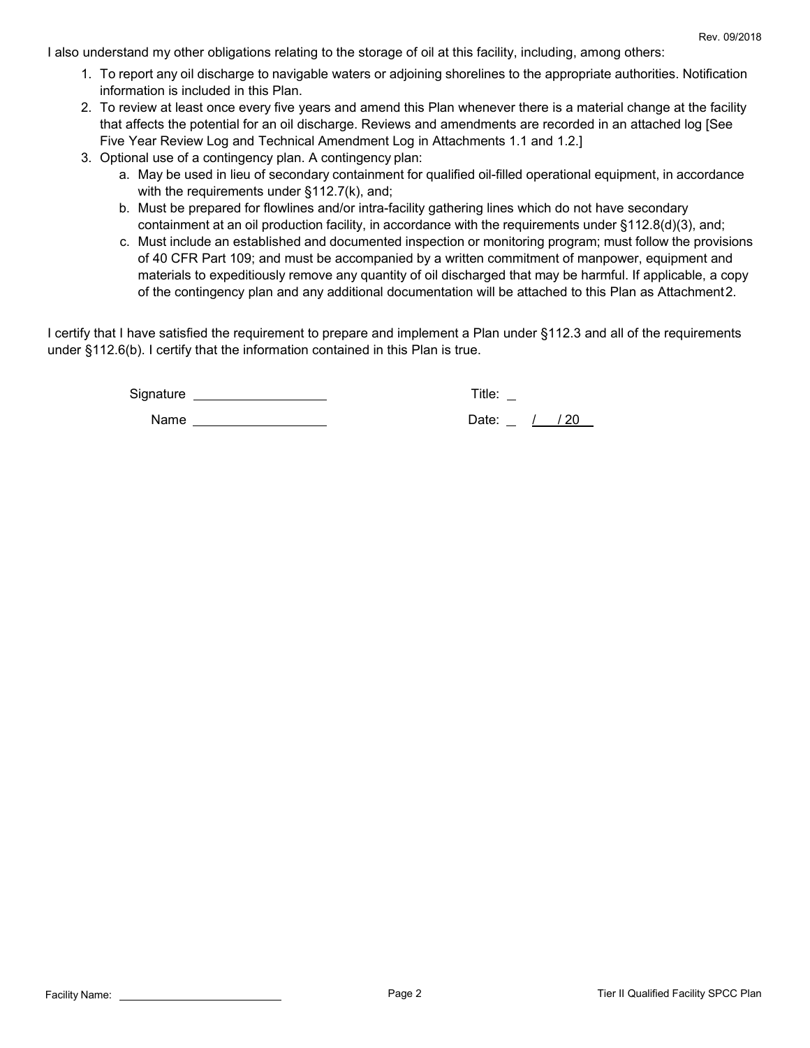I also understand my other obligations relating to the storage of oil at this facility, including, among others:

1. To report any oil discharge to navigable waters or adjoining shorelines to the appropriate authorities. Notification information is included in this Plan.
2. To review at least once every five years and amend this Plan whenever there is a material change at the facility that affects the potential for an oil discharge. Reviews and amendments are recorded in an attached log [See Five Year Review Log and Technical Amendment Log in Attachments 1.1 and 1.2.]
3. Optional use of a contingency plan. A contingency plan:
   a. May be used in lieu of secondary containment for qualified oil-filled operational equipment, in accordance with the requirements under §112.7(k), and;
   b. Must be prepared for flowlines and/or intra-facility gathering lines which do not have secondary containment at an oil production facility, in accordance with the requirements under §112.8(d)(3), and;
   c. Must include an established and documented inspection or monitoring program; must follow the provisions of 40 CFR Part 109; and must be accompanied by a written commitment of manpower, equipment and materials to expeditiously remove any quantity of oil discharged that may be harmful. If applicable, a copy of the contingency plan and any additional documentation will be attached to this Plan as Attachment 2.

I certify that I have satisfied the requirement to prepare and implement a Plan under §112.3 and all of the requirements under §112.6(b). I certify that the information contained in this Plan is true.

Signature ____________________ Title: ___

Name ____________________ Date: ___ / ___ / 20___

Facility Name: ____________________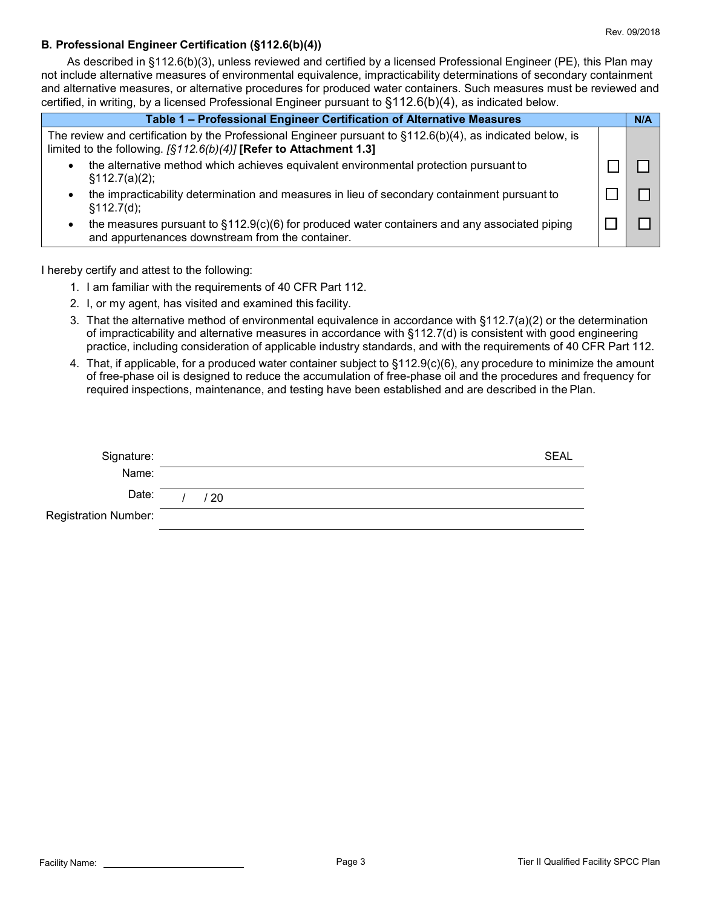## B. Professional Engineer Certification (§112.6(b)(4))

As described in §112.6(b)(3), unless reviewed and certified by a licensed Professional Engineer (PE), this Plan may not include alternative measures of environmental equivalence, impracticability determinations of secondary containment and alternative measures, or alternative procedures for produced water containers. Such measures must be reviewed and certified, in writing, by a licensed Professional Engineer pursuant to §112.6(b)(4), as indicated below.

| Table 1 – Professional Engineer Certification of Alternative Measures | | N/A |
|---|---|---|
| The review and certification by the Professional Engineer pursuant to §112.6(b)(4), as indicated below, is limited to the following. *[§112.6(b)(4)]* **[Refer to Attachment 1.3]** | | |
| • the alternative method which achieves equivalent environmental protection pursuant to §112.7(a)(2); | ☐ | ☐ |
| • the impracticability determination and measures in lieu of secondary containment pursuant to §112.7(d); | ☐ | ☐ |
| • the measures pursuant to §112.9(c)(6) for produced water containers and any associated piping and appurtenances downstream from the container. | ☐ | ☐ |

I hereby certify and attest to the following:

1. I am familiar with the requirements of 40 CFR Part 112.
2. I, or my agent, has visited and examined this facility.
3. That the alternative method of environmental equivalence in accordance with §112.7(a)(2) or the determination of impracticability and alternative measures in accordance with §112.7(d) is consistent with good engineering practice, including consideration of applicable industry standards, and with the requirements of 40 CFR Part 112.
4. That, if applicable, for a produced water container subject to §112.9(c)(6), any procedure to minimize the amount of free-phase oil is designed to reduce the accumulation of free-phase oil and the procedures and frequency for required inspections, maintenance, and testing have been established and are described in the Plan.

Signature: ______________________________ SEAL

Name: ______________________________

Date: ___ / ___ / 20___

Registration Number: ______________________________

Facility Name: ______________________________

Tier II Qualified Facility SPCC Plan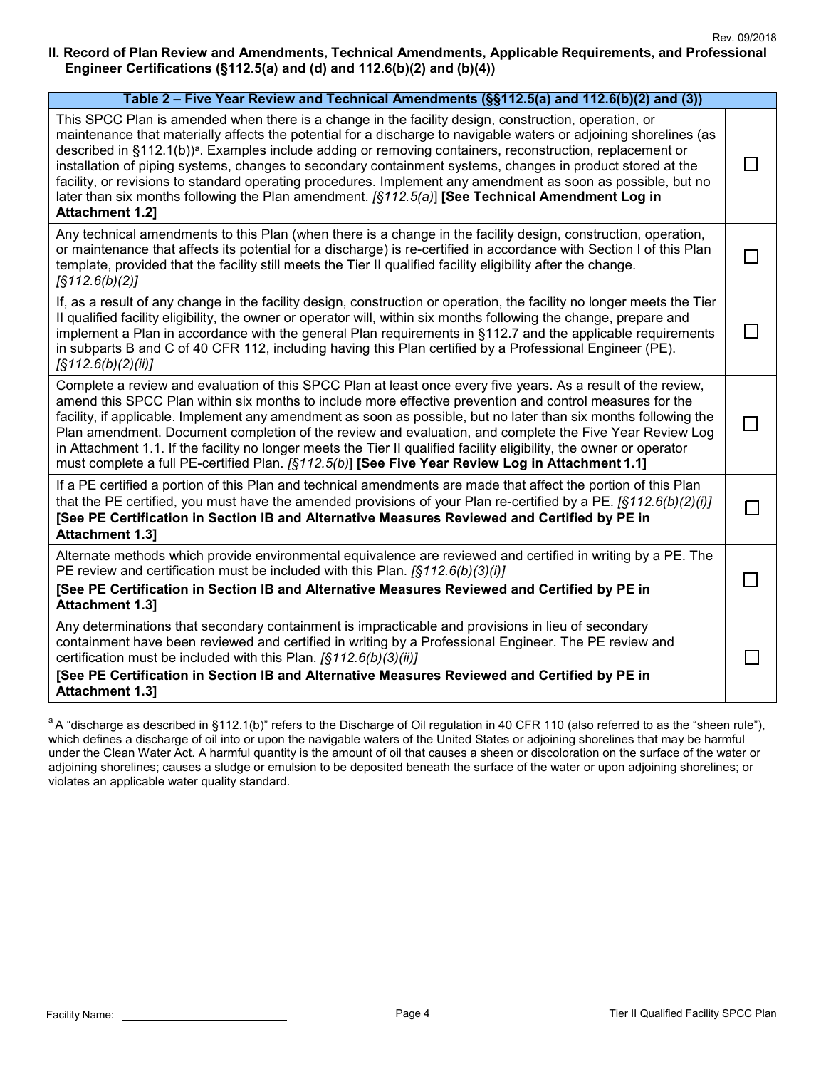## II. Record of Plan Review and Amendments, Technical Amendments, Applicable Requirements, and Professional Engineer Certifications (§112.5(a) and (d) and 112.6(b)(2) and (b)(4))

| Table 2 – Five Year Review and Technical Amendments (§§112.5(a) and 112.6(b)(2) and (3)) | |
|---|---|
| This SPCC Plan is amended when there is a change in the facility design, construction, operation, or maintenance that materially affects the potential for a discharge to navigable waters or adjoining shorelines (as described in §112.1(b))[a]. Examples include adding or removing containers, reconstruction, replacement or installation of piping systems, changes to secondary containment systems, changes in product stored at the facility, or revisions to standard operating procedures. Implement any amendment as soon as possible, but no later than six months following the Plan amendment. *[§112.5(a)]* **[See Technical Amendment Log in Attachment 1.2]** | ☐ |
| Any technical amendments to this Plan (when there is a change in the facility design, construction, operation, or maintenance that affects its potential for a discharge) is re-certified in accordance with Section I of this Plan template, provided that the facility still meets the Tier II qualified facility eligibility after the change. *[§112.6(b)(2)]* | ☐ |
| If, as a result of any change in the facility design, construction or operation, the facility no longer meets the Tier II qualified facility eligibility, the owner or operator will, within six months following the change, prepare and implement a Plan in accordance with the general Plan requirements in §112.7 and the applicable requirements in subparts B and C of 40 CFR 112, including having this Plan certified by a Professional Engineer (PE). *[§112.6(b)(2)(ii)]* | ☐ |
| Complete a review and evaluation of this SPCC Plan at least once every five years. As a result of the review, amend this SPCC Plan within six months to include more effective prevention and control measures for the facility, if applicable. Implement any amendment as soon as possible, but no later than six months following the Plan amendment. Document completion of the review and evaluation, and complete the Five Year Review Log in Attachment 1.1. If the facility no longer meets the Tier II qualified facility eligibility, the owner or operator must complete a full PE-certified Plan. *[§112.5(b)]* **[See Five Year Review Log in Attachment 1.1]** | ☐ |
| If a PE certified a portion of this Plan and technical amendments are made that affect the portion of this Plan that the PE certified, you must have the amended provisions of your Plan re-certified by a PE. *[§112.6(b)(2)(i)]* **[See PE Certification in Section IB and Alternative Measures Reviewed and Certified by PE in Attachment 1.3]** | ☐ |
| Alternate methods which provide environmental equivalence are reviewed and certified in writing by a PE. The PE review and certification must be included with this Plan. *[§112.6(b)(3)(i)]* **[See PE Certification in Section IB and Alternative Measures Reviewed and Certified by PE in Attachment 1.3]** | ☐ |
| Any determinations that secondary containment is impracticable and provisions in lieu of secondary containment have been reviewed and certified in writing by a Professional Engineer. The PE review and certification must be included with this Plan. *[§112.6(b)(3)(ii)]* **[See PE Certification in Section IB and Alternative Measures Reviewed and Certified by PE in Attachment 1.3]** | ☐ |

[a] A "discharge as described in §112.1(b)" refers to the Discharge of Oil regulation in 40 CFR 110 (also referred to as the "sheen rule"), which defines a discharge of oil into or upon the navigable waters of the United States or adjoining shorelines that may be harmful under the Clean Water Act. A harmful quantity is the amount of oil that causes a sheen or discoloration on the surface of the water or adjoining shorelines; causes a sludge or emulsion to be deposited beneath the surface of the water or upon adjoining shorelines; or violates an applicable water quality standard.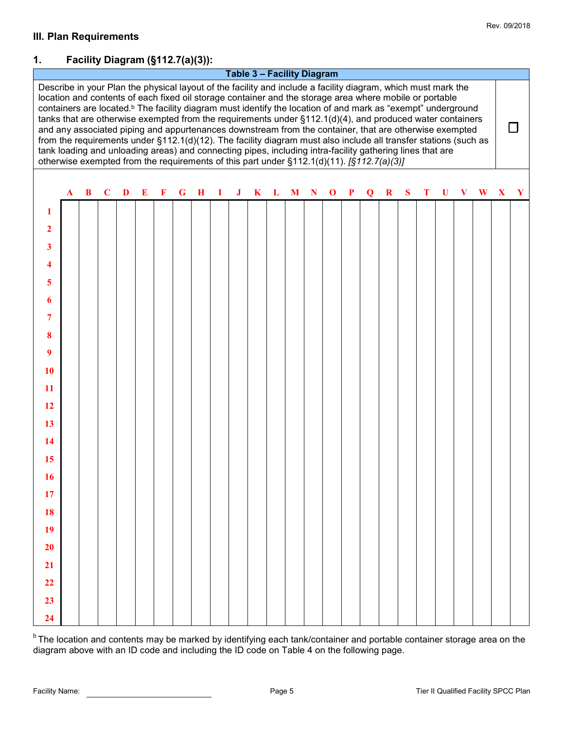## III. Plan Requirements

### 1. Facility Diagram (§112.7(a)(3)):

| Table 3 – Facility Diagram | |
|---|---|
| Describe in your Plan the physical layout of the facility and include a facility diagram, which must mark the location and contents of each fixed oil storage container and the storage area where mobile or portable containers are located.[b] The facility diagram must identify the location of and mark as "exempt" underground tanks that are otherwise exempted from the requirements under §112.1(d)(4), and produced water containers and any associated piping and appurtenances downstream from the container, that are otherwise exempted from the requirements under §112.1(d)(12). The facility diagram must also include all transfer stations (such as tank loading and unloading areas) and connecting pipes, including intra-facility gathering lines that are otherwise exempted from the requirements of this part under §112.1(d)(11). *[§112.7(a)(3)]* | ☐ |

| | A | B | C | D | E | F | G | H | I | J | K | L | M | N | O | P | Q | R | S | T | U | V | W | X | Y |
|---|---|---|---|---|---|---|---|---|---|---|---|---|---|---|---|---|---|---|---|---|---|---|---|---|---|
| 1 | | | | | | | | | | | | | | | | | | | | | | | | | |
| 2 | | | | | | | | | | | | | | | | | | | | | | | | | |
| 3 | | | | | | | | | | | | | | | | | | | | | | | | | |
| 4 | | | | | | | | | | | | | | | | | | | | | | | | | |
| 5 | | | | | | | | | | | | | | | | | | | | | | | | | |
| 6 | | | | | | | | | | | | | | | | | | | | | | | | | |
| 7 | | | | | | | | | | | | | | | | | | | | | | | | | |
| 8 | | | | | | | | | | | | | | | | | | | | | | | | | |
| 9 | | | | | | | | | | | | | | | | | | | | | | | | | |
| 10 | | | | | | | | | | | | | | | | | | | | | | | | | |
| 11 | | | | | | | | | | | | | | | | | | | | | | | | | |
| 12 | | | | | | | | | | | | | | | | | | | | | | | | | |
| 13 | | | | | | | | | | | | | | | | | | | | | | | | | |
| 14 | | | | | | | | | | | | | | | | | | | | | | | | | |
| 15 | | | | | | | | | | | | | | | | | | | | | | | | | |
| 16 | | | | | | | | | | | | | | | | | | | | | | | | | |
| 17 | | | | | | | | | | | | | | | | | | | | | | | | | |
| 18 | | | | | | | | | | | | | | | | | | | | | | | | | |
| 19 | | | | | | | | | | | | | | | | | | | | | | | | | |
| 20 | | | | | | | | | | | | | | | | | | | | | | | | | |
| 21 | | | | | | | | | | | | | | | | | | | | | | | | | |
| 22 | | | | | | | | | | | | | | | | | | | | | | | | | |
| 23 | | | | | | | | | | | | | | | | | | | | | | | | | |
| 24 | | | | | | | | | | | | | | | | | | | | | | | | | |

[b] The location and contents may be marked by identifying each tank/container and portable container storage area on the diagram above with an ID code and including the ID code on Table 4 on the following page.

Facility Name: ______________________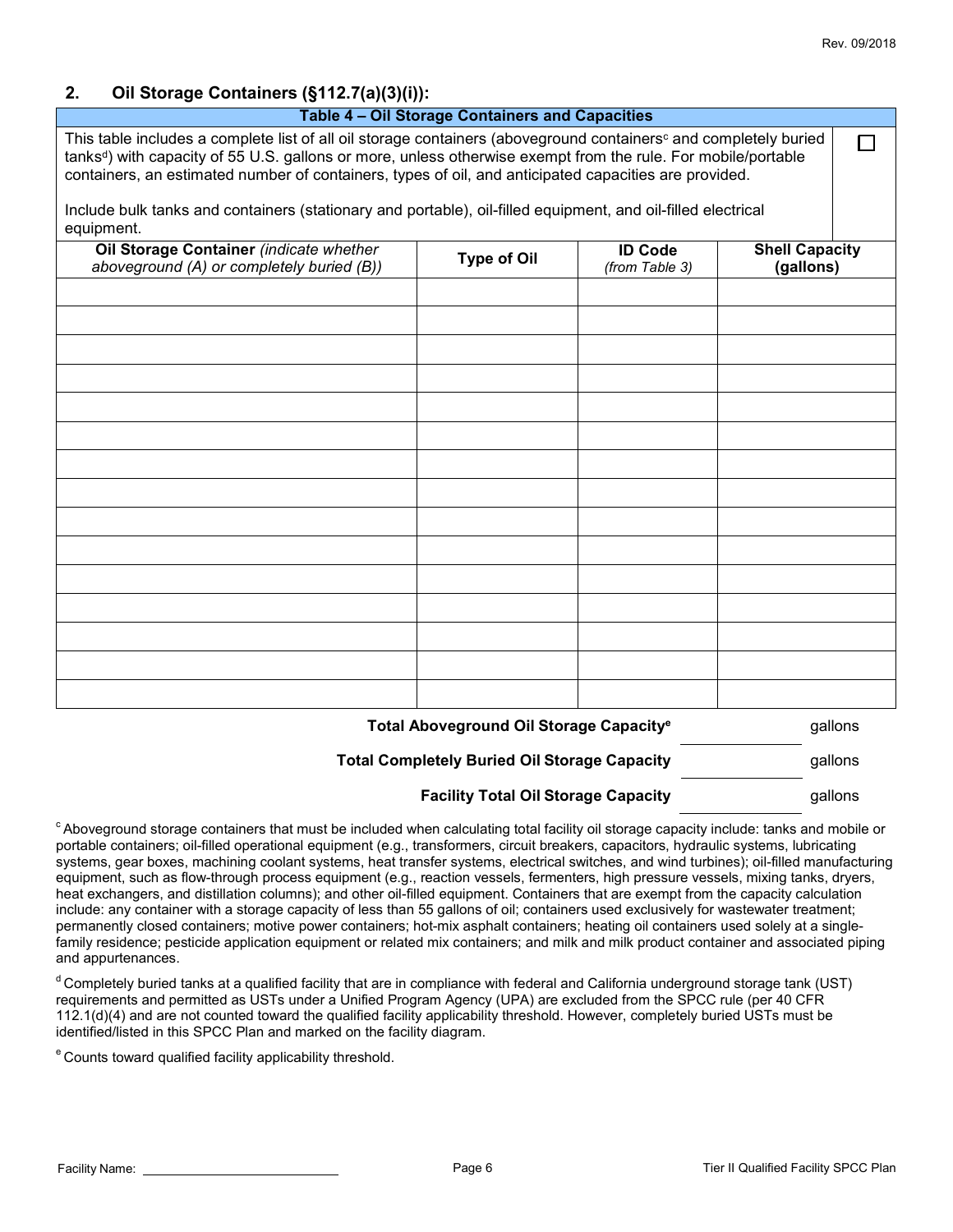## 2. Oil Storage Containers (§112.7(a)(3)(i)):

**Table 4 – Oil Storage Containers and Capacities**

This table includes a complete list of all oil storage containers (aboveground containers[c] and completely buried tanks[d]) with capacity of 55 U.S. gallons or more, unless otherwise exempt from the rule. For mobile/portable containers, an estimated number of containers, types of oil, and anticipated capacities are provided. ☐

Include bulk tanks and containers (stationary and portable), oil-filled equipment, and oil-filled electrical equipment.

| **Oil Storage Container** *(indicate whether aboveground (A) or completely buried (B))* | **Type of Oil** | **ID Code** *(from Table 3)* | **Shell Capacity (gallons)** |
|---|---|---|---|
| | | | |
| | | | |
| | | | |
| | | | |
| | | | |
| | | | |
| | | | |
| | | | |
| | | | |
| | | | |
| | | | |
| | | | |
| | | | |
| | | | |
| | | | |

**Total Aboveground Oil Storage Capacity[e]** ____________ gallons

**Total Completely Buried Oil Storage Capacity** ____________ gallons

**Facility Total Oil Storage Capacity** ____________ gallons

[c] Aboveground storage containers that must be included when calculating total facility oil storage capacity include: tanks and mobile or portable containers; oil-filled operational equipment (e.g., transformers, circuit breakers, capacitors, hydraulic systems, lubricating systems, gear boxes, machining coolant systems, heat transfer systems, electrical switches, and wind turbines); oil-filled manufacturing equipment, such as flow-through process equipment (e.g., reaction vessels, fermenters, high pressure vessels, mixing tanks, dryers, heat exchangers, and distillation columns); and other oil-filled equipment. Containers that are exempt from the capacity calculation include: any container with a storage capacity of less than 55 gallons of oil; containers used exclusively for wastewater treatment; permanently closed containers; motive power containers; hot-mix asphalt containers; heating oil containers used solely at a single-family residence; pesticide application equipment or related mix containers; and milk and milk product container and associated piping and appurtenances.

[d] Completely buried tanks at a qualified facility that are in compliance with federal and California underground storage tank (UST) requirements and permitted as USTs under a Unified Program Agency (UPA) are excluded from the SPCC rule (per 40 CFR 112.1(d)(4) and are not counted toward the qualified facility applicability threshold. However, completely buried USTs must be identified/listed in this SPCC Plan and marked on the facility diagram.

[e] Counts toward qualified facility applicability threshold.

Facility Name: ____________________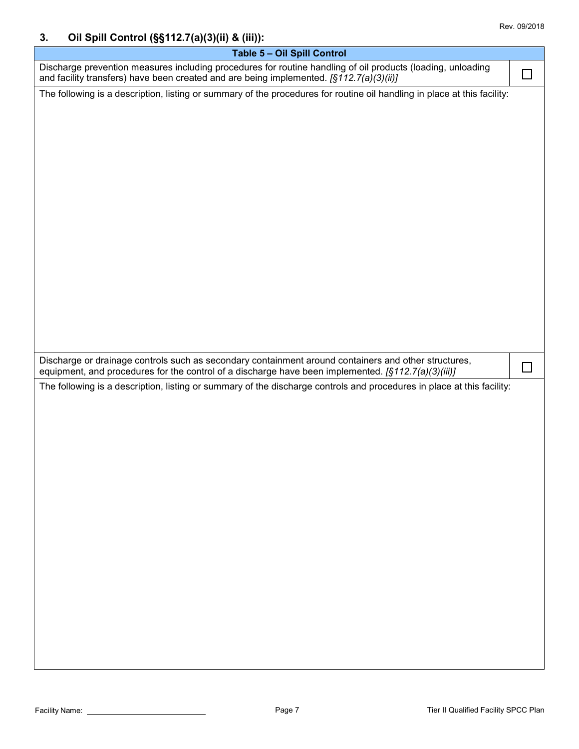## 3. Oil Spill Control (§§112.7(a)(3)(ii) & (iii)):

| Table 5 – Oil Spill Control | |
|---|---|
| Discharge prevention measures including procedures for routine handling of oil products (loading, unloading and facility transfers) have been created and are being implemented. *[§112.7(a)(3)(ii)]* | ☐ |
| The following is a description, listing or summary of the procedures for routine oil handling in place at this facility: | |
| Discharge or drainage controls such as secondary containment around containers and other structures, equipment, and procedures for the control of a discharge have been implemented. *[§112.7(a)(3)(iii)]* | ☐ |
| The following is a description, listing or summary of the discharge controls and procedures in place at this facility: | |

Facility Name: ______________________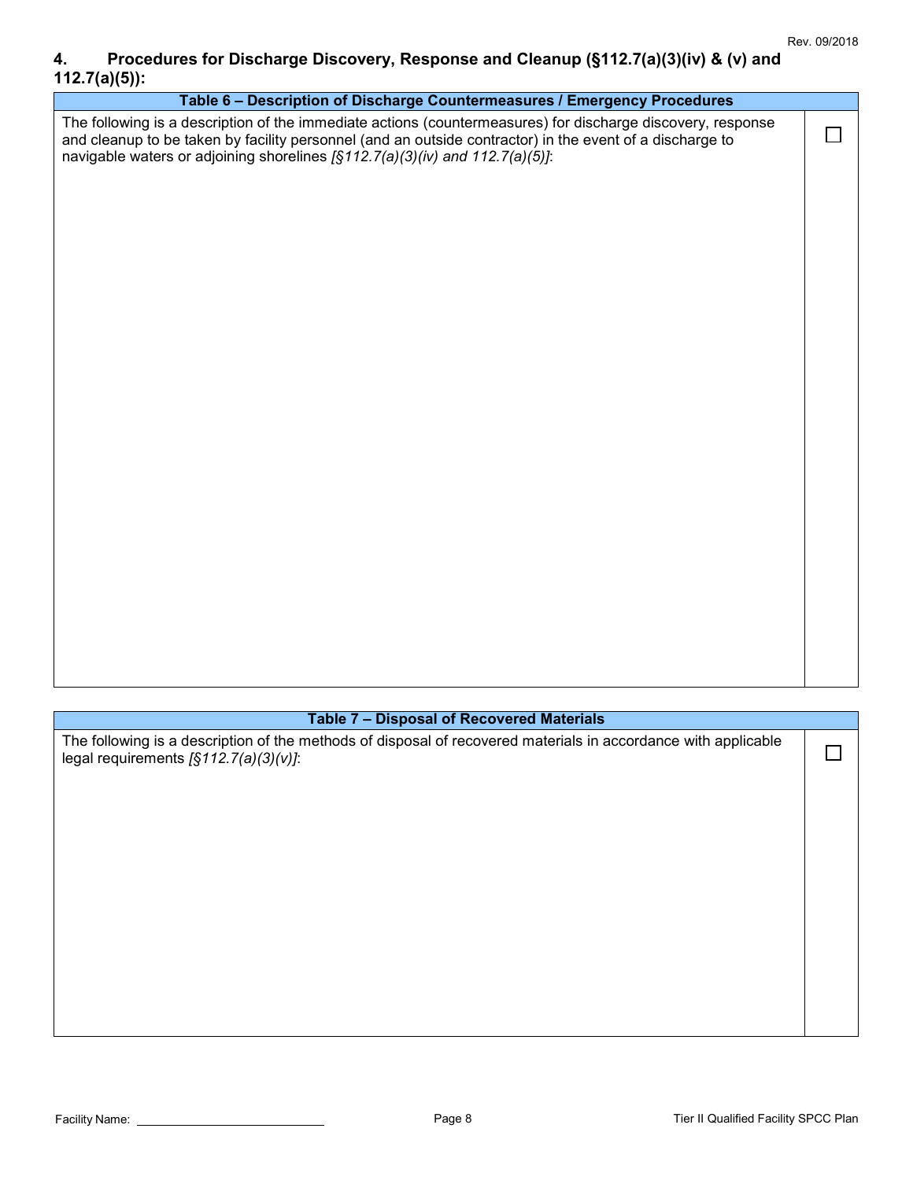## 4. Procedures for Discharge Discovery, Response and Cleanup (§112.7(a)(3)(iv) & (v) and 112.7(a)(5)):

| Table 6 – Description of Discharge Countermeasures / Emergency Procedures | |
|---|---|
| The following is a description of the immediate actions (countermeasures) for discharge discovery, response and cleanup to be taken by facility personnel (and an outside contractor) in the event of a discharge to navigable waters or adjoining shorelines *[§112.7(a)(3)(iv) and 112.7(a)(5)]*: | ☐ |

| Table 7 – Disposal of Recovered Materials | |
|---|---|
| The following is a description of the methods of disposal of recovered materials in accordance with applicable legal requirements *[§112.7(a)(3)(v)]*: | ☐ |

Facility Name: ____________________________

Tier II Qualified Facility SPCC Plan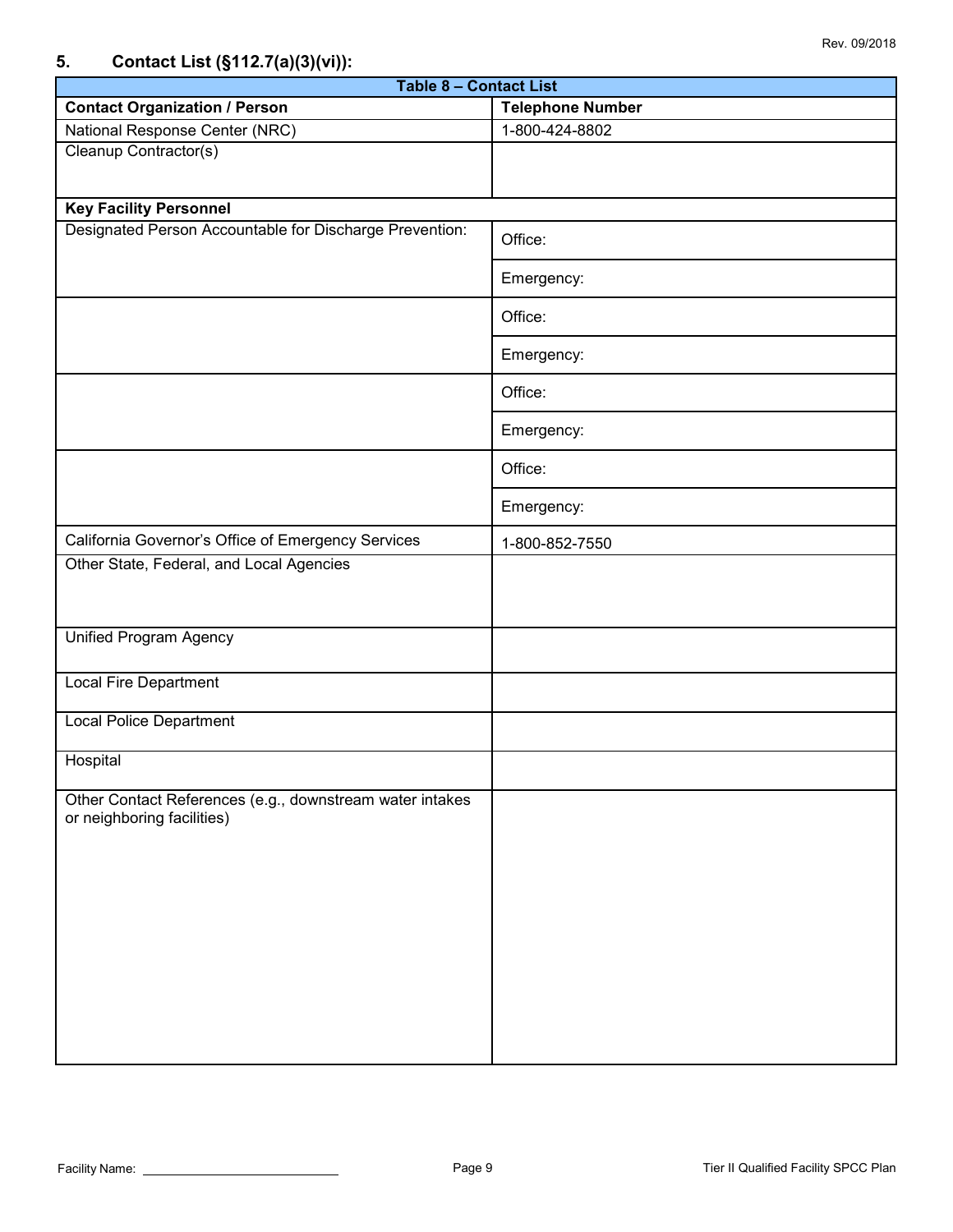## 5. Contact List (§112.7(a)(3)(vi)):

| Table 8 – Contact List | |
|---|---|
| **Contact Organization / Person** | **Telephone Number** |
| National Response Center (NRC) | 1-800-424-8802 |
| Cleanup Contractor(s) | |
| **Key Facility Personnel** | |
| Designated Person Accountable for Discharge Prevention: | Office: |
| | Emergency: |
| | Office: |
| | Emergency: |
| | Office: |
| | Emergency: |
| | Office: |
| | Emergency: |
| California Governor's Office of Emergency Services | 1-800-852-7550 |
| Other State, Federal, and Local Agencies | |
| Unified Program Agency | |
| Local Fire Department | |
| Local Police Department | |
| Hospital | |
| Other Contact References (e.g., downstream water intakes or neighboring facilities) | |

Facility Name: ____________________________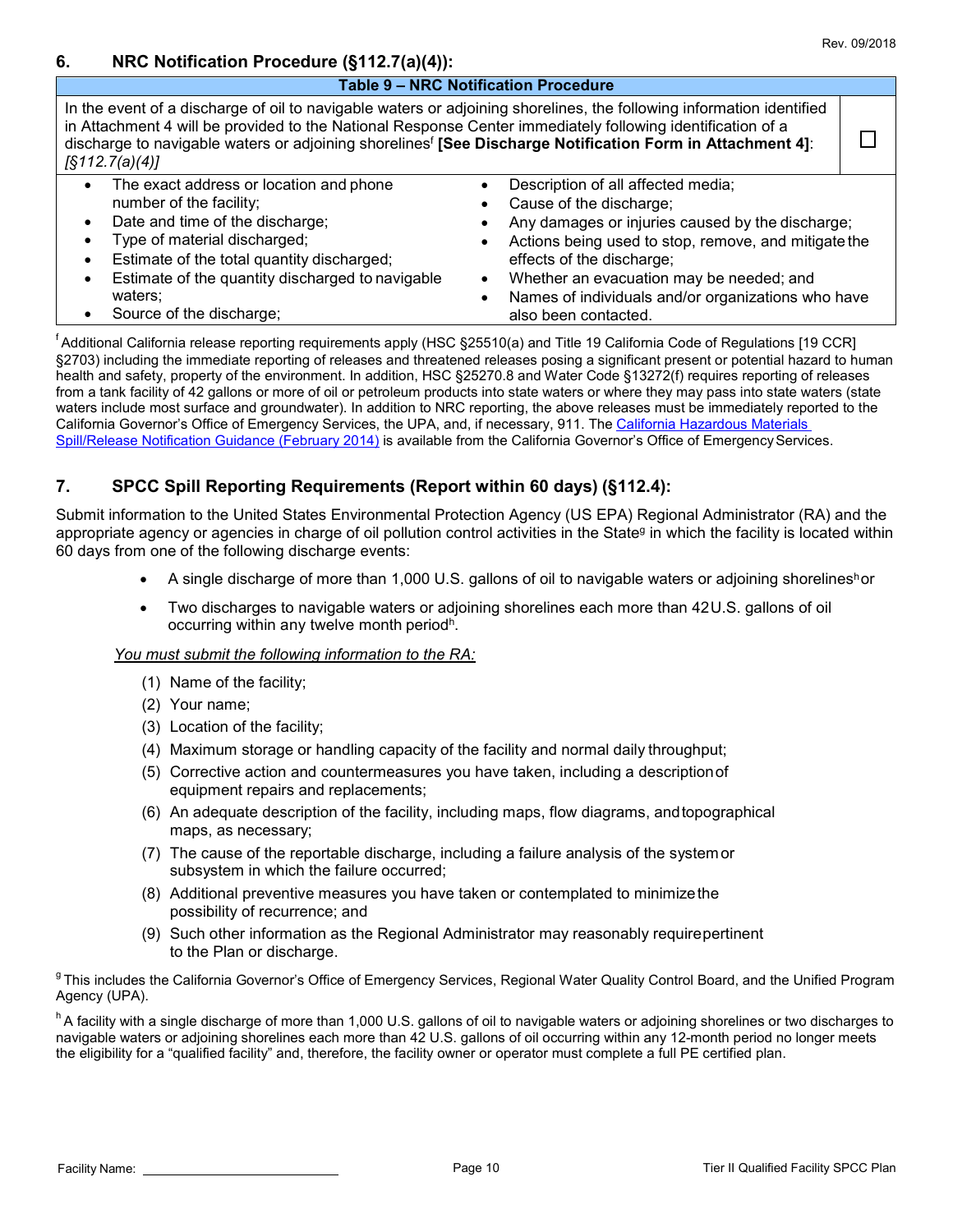## 6. NRC Notification Procedure (§112.7(a)(4)):

| Table 9 – NRC Notification Procedure | |
|---|---|
| In the event of a discharge of oil to navigable waters or adjoining shorelines, the following information identified in Attachment 4 will be provided to the National Response Center immediately following identification of a discharge to navigable waters or adjoining shorelines[f] **[See Discharge Notification Form in Attachment 4]**: *[§112.7(a)(4)]* | ☐ |

- The exact address or location and phone number of the facility;
- Date and time of the discharge;
- Type of material discharged;
- Estimate of the total quantity discharged;
- Estimate of the quantity discharged to navigable waters;
- Source of the discharge;
- Description of all affected media;
- Cause of the discharge;
- Any damages or injuries caused by the discharge;
- Actions being used to stop, remove, and mitigate the effects of the discharge;
- Whether an evacuation may be needed; and
- Names of individuals and/or organizations who have also been contacted.

[f] Additional California release reporting requirements apply (HSC §25510(a) and Title 19 California Code of Regulations [19 CCR] §2703) including the immediate reporting of releases and threatened releases posing a significant present or potential hazard to human health and safety, property of the environment. In addition, HSC §25270.8 and Water Code §13272(f) requires reporting of releases from a tank facility of 42 gallons or more of oil or petroleum products into state waters or where they may pass into state waters (state waters include most surface and groundwater). In addition to NRC reporting, the above releases must be immediately reported to the California Governor's Office of Emergency Services, the UPA, and, if necessary, 911. The California Hazardous Materials Spill/Release Notification Guidance (February 2014) is available from the California Governor's Office of Emergency Services.

## 7. SPCC Spill Reporting Requirements (Report within 60 days) (§112.4):

Submit information to the United States Environmental Protection Agency (US EPA) Regional Administrator (RA) and the appropriate agency or agencies in charge of oil pollution control activities in the State[g] in which the facility is located within 60 days from one of the following discharge events:

- A single discharge of more than 1,000 U.S. gallons of oil to navigable waters or adjoining shorelines[h] or
- Two discharges to navigable waters or adjoining shorelines each more than 42 U.S. gallons of oil occurring within any twelve month period[h].

*You must submit the following information to the RA:*

(1) Name of the facility;
(2) Your name;
(3) Location of the facility;
(4) Maximum storage or handling capacity of the facility and normal daily throughput;
(5) Corrective action and countermeasures you have taken, including a description of equipment repairs and replacements;
(6) An adequate description of the facility, including maps, flow diagrams, and topographical maps, as necessary;
(7) The cause of the reportable discharge, including a failure analysis of the system or subsystem in which the failure occurred;
(8) Additional preventive measures you have taken or contemplated to minimize the possibility of recurrence; and
(9) Such other information as the Regional Administrator may reasonably require pertinent to the Plan or discharge.

[g] This includes the California Governor's Office of Emergency Services, Regional Water Quality Control Board, and the Unified Program Agency (UPA).

[h] A facility with a single discharge of more than 1,000 U.S. gallons of oil to navigable waters or adjoining shorelines or two discharges to navigable waters or adjoining shorelines each more than 42 U.S. gallons of oil occurring within any 12-month period no longer meets the eligibility for a "qualified facility" and, therefore, the facility owner or operator must complete a full PE certified plan.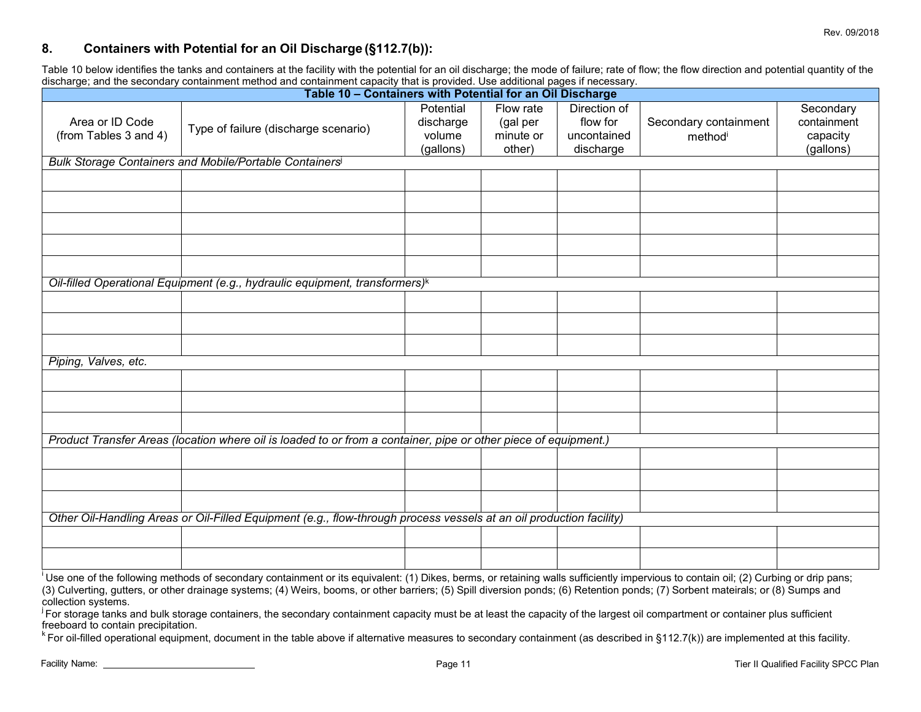## 8. Containers with Potential for an Oil Discharge (§112.7(b)):

Table 10 below identifies the tanks and containers at the facility with the potential for an oil discharge; the mode of failure; rate of flow; the flow direction and potential quantity of the discharge; and the secondary containment method and containment capacity that is provided. Use additional pages if necessary.

**Table 10 – Containers with Potential for an Oil Discharge**

| Area or ID Code (from Tables 3 and 4) | Type of failure (discharge scenario) | Potential discharge volume (gallons) | Flow rate (gal per minute or other) | Direction of flow for uncontained discharge | Secondary containment method[i] | Secondary containment capacity (gallons) |
|---|---|---|---|---|---|---|
| *Bulk Storage Containers and Mobile/Portable Containers*[j] | | | | | | |
| | | | | | | |
| | | | | | | |
| | | | | | | |
| | | | | | | |
| | | | | | | |
| *Oil-filled Operational Equipment (e.g., hydraulic equipment, transformers)*[k] | | | | | | |
| | | | | | | |
| | | | | | | |
| | | | | | | |
| *Piping, Valves, etc.* | | | | | | |
| | | | | | | |
| | | | | | | |
| | | | | | | |
| *Product Transfer Areas (location where oil is loaded to or from a container, pipe or other piece of equipment.)* | | | | | | |
| | | | | | | |
| | | | | | | |
| | | | | | | |
| *Other Oil-Handling Areas or Oil-Filled Equipment (e.g., flow-through process vessels at an oil production facility)* | | | | | | |
| | | | | | | |
| | | | | | | |

[i] Use one of the following methods of secondary containment or its equivalent: (1) Dikes, berms, or retaining walls sufficiently impervious to contain oil; (2) Curbing or drip pans; (3) Culverting, gutters, or other drainage systems; (4) Weirs, booms, or other barriers; (5) Spill diversion ponds; (6) Retention ponds; (7) Sorbent mateirals; or (8) Sumps and collection systems.

[j] For storage tanks and bulk storage containers, the secondary containment capacity must be at least the capacity of the largest oil compartment or container plus sufficient freeboard to contain precipitation.

[k] For oil-filled operational equipment, document in the table above if alternative measures to secondary containment (as described in §112.7(k)) are implemented at this facility.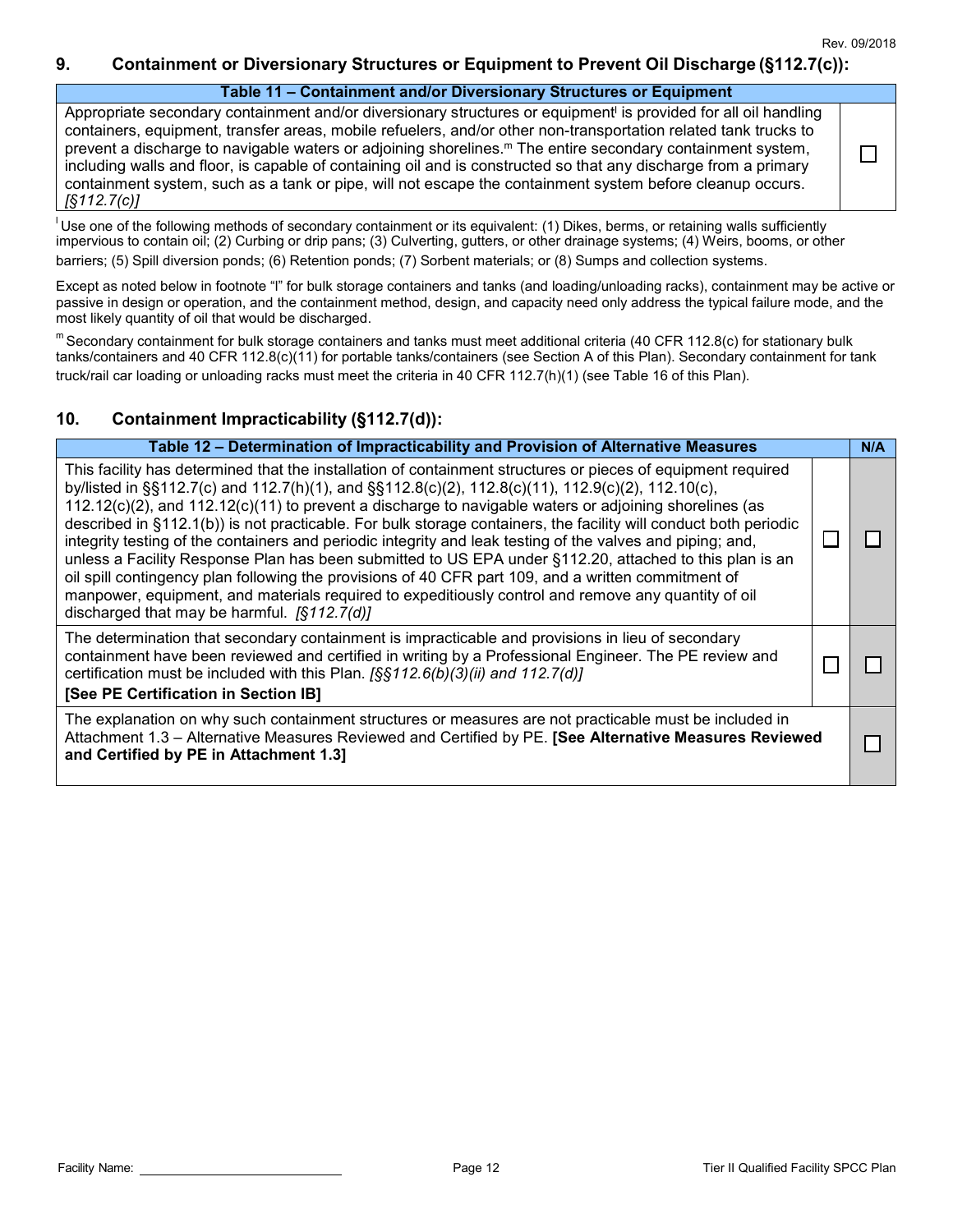## 9. Containment or Diversionary Structures or Equipment to Prevent Oil Discharge (§112.7(c)):

| Table 11 – Containment and/or Diversionary Structures or Equipment | |
|---|---|
| Appropriate secondary containment and/or diversionary structures or equipment[l] is provided for all oil handling containers, equipment, transfer areas, mobile refuelers, and/or other non-transportation related tank trucks to prevent a discharge to navigable waters or adjoining shorelines.[m] The entire secondary containment system, including walls and floor, is capable of containing oil and is constructed so that any discharge from a primary containment system, such as a tank or pipe, will not escape the containment system before cleanup occurs. *[§112.7(c)]* | ☐ |

[l] Use one of the following methods of secondary containment or its equivalent: (1) Dikes, berms, or retaining walls sufficiently impervious to contain oil; (2) Curbing or drip pans; (3) Culverting, gutters, or other drainage systems; (4) Weirs, booms, or other barriers; (5) Spill diversion ponds; (6) Retention ponds; (7) Sorbent materials; or (8) Sumps and collection systems.

Except as noted below in footnote "l" for bulk storage containers and tanks (and loading/unloading racks), containment may be active or passive in design or operation, and the containment method, design, and capacity need only address the typical failure mode, and the most likely quantity of oil that would be discharged.

[m] Secondary containment for bulk storage containers and tanks must meet additional criteria (40 CFR 112.8(c) for stationary bulk tanks/containers and 40 CFR 112.8(c)(11) for portable tanks/containers (see Section A of this Plan). Secondary containment for tank truck/rail car loading or unloading racks must meet the criteria in 40 CFR 112.7(h)(1) (see Table 16 of this Plan).

## 10. Containment Impracticability (§112.7(d)):

| Table 12 – Determination of Impracticability and Provision of Alternative Measures | | N/A |
|---|---|---|
| This facility has determined that the installation of containment structures or pieces of equipment required by/listed in §§112.7(c) and 112.7(h)(1), and §§112.8(c)(2), 112.8(c)(11), 112.9(c)(2), 112.10(c), 112.12(c)(2), and 112.12(c)(11) to prevent a discharge to navigable waters or adjoining shorelines (as described in §112.1(b)) is not practicable. For bulk storage containers, the facility will conduct both periodic integrity testing of the containers and periodic integrity and leak testing of the valves and piping; and, unless a Facility Response Plan has been submitted to US EPA under §112.20, attached to this plan is an oil spill contingency plan following the provisions of 40 CFR part 109, and a written commitment of manpower, equipment, and materials required to expeditiously control and remove any quantity of oil discharged that may be harmful. *[§112.7(d)]* | ☐ | ☐ |
| The determination that secondary containment is impracticable and provisions in lieu of secondary containment have been reviewed and certified in writing by a Professional Engineer. The PE review and certification must be included with this Plan. *[§§112.6(b)(3)(ii) and 112.7(d)]* **[See PE Certification in Section IB]** | ☐ | ☐ |
| The explanation on why such containment structures or measures are not practicable must be included in Attachment 1.3 – Alternative Measures Reviewed and Certified by PE. **[See Alternative Measures Reviewed and Certified by PE in Attachment 1.3]** | | ☐ |

Facility Name: ______________________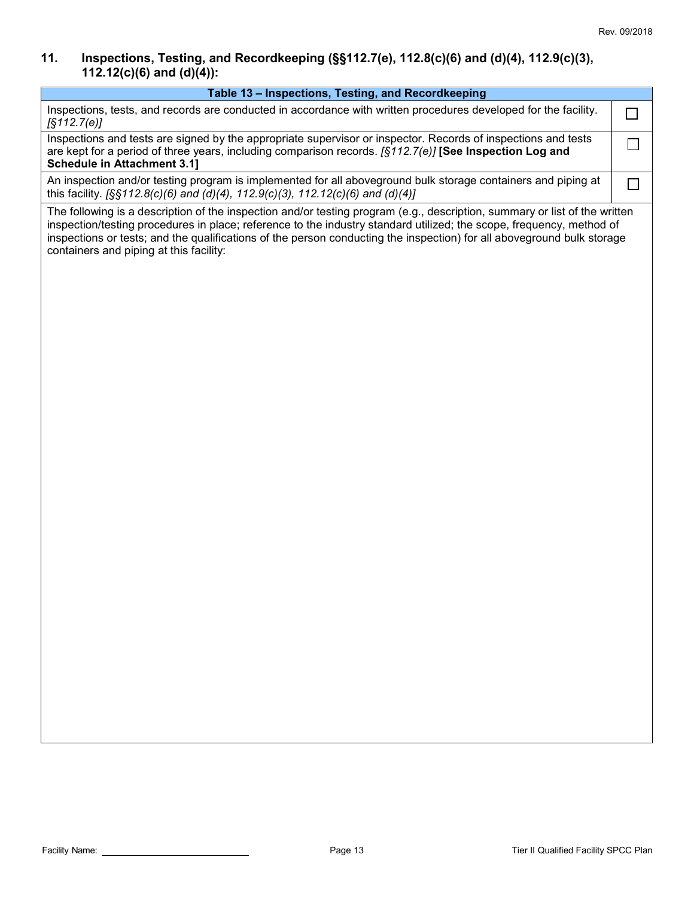## 11. Inspections, Testing, and Recordkeeping (§§112.7(e), 112.8(c)(6) and (d)(4), 112.9(c)(3), 112.12(c)(6) and (d)(4)):

| Table 13 – Inspections, Testing, and Recordkeeping | |
|---|---|
| Inspections, tests, and records are conducted in accordance with written procedures developed for the facility. *[§112.7(e)]* | ☐ |
| Inspections and tests are signed by the appropriate supervisor or inspector. Records of inspections and tests are kept for a period of three years, including comparison records. *[§112.7(e)]* **[See Inspection Log and Schedule in Attachment 3.1]** | ☐ |
| An inspection and/or testing program is implemented for all aboveground bulk storage containers and piping at this facility. *[§§112.8(c)(6) and (d)(4), 112.9(c)(3), 112.12(c)(6) and (d)(4)]* | ☐ |
| The following is a description of the inspection and/or testing program (e.g., description, summary or list of the written inspection/testing procedures in place; reference to the industry standard utilized; the scope, frequency, method of inspections or tests; and the qualifications of the person conducting the inspection) for all aboveground bulk storage containers and piping at this facility: | |

Facility Name: \_\_\_\_\_\_\_\_\_\_\_\_\_\_\_\_\_\_\_\_\_\_\_\_\_\_\_\_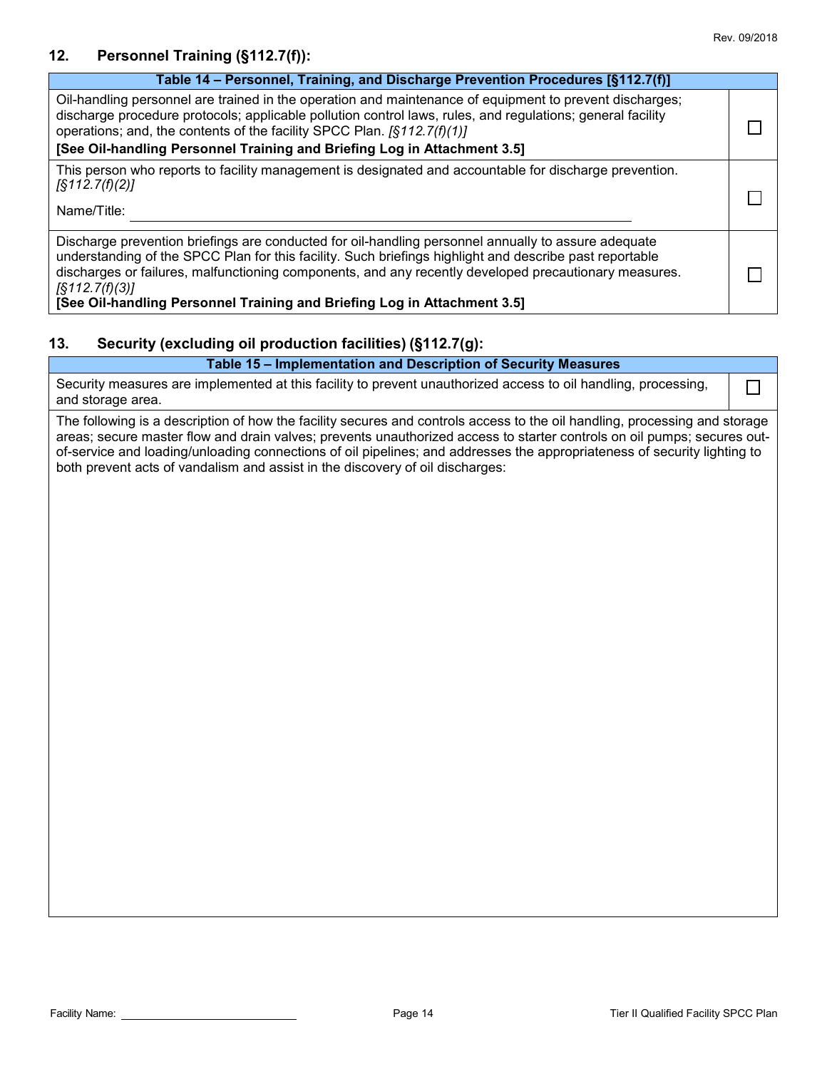## 12. Personnel Training (§112.7(f)):

| Table 14 – Personnel, Training, and Discharge Prevention Procedures [§112.7(f)] | |
|---|---|
| Oil-handling personnel are trained in the operation and maintenance of equipment to prevent discharges; discharge procedure protocols; applicable pollution control laws, rules, and regulations; general facility operations; and, the contents of the facility SPCC Plan. *[§112.7(f)(1)]* **[See Oil-handling Personnel Training and Briefing Log in Attachment 3.5]** | ☐ |
| This person who reports to facility management is designated and accountable for discharge prevention. *[§112.7(f)(2)]* Name/Title: ______________________________ | ☐ |
| Discharge prevention briefings are conducted for oil-handling personnel annually to assure adequate understanding of the SPCC Plan for this facility. Such briefings highlight and describe past reportable discharges or failures, malfunctioning components, and any recently developed precautionary measures. *[§112.7(f)(3)]* **[See Oil-handling Personnel Training and Briefing Log in Attachment 3.5]** | ☐ |

## 13. Security (excluding oil production facilities) (§112.7(g):

| Table 15 – Implementation and Description of Security Measures | |
|---|---|
| Security measures are implemented at this facility to prevent unauthorized access to oil handling, processing, and storage area. | ☐ |
| The following is a description of how the facility secures and controls access to the oil handling, processing and storage areas; secure master flow and drain valves; prevents unauthorized access to starter controls on oil pumps; secures out-of-service and loading/unloading connections of oil pipelines; and addresses the appropriateness of security lighting to both prevent acts of vandalism and assist in the discovery of oil discharges: | |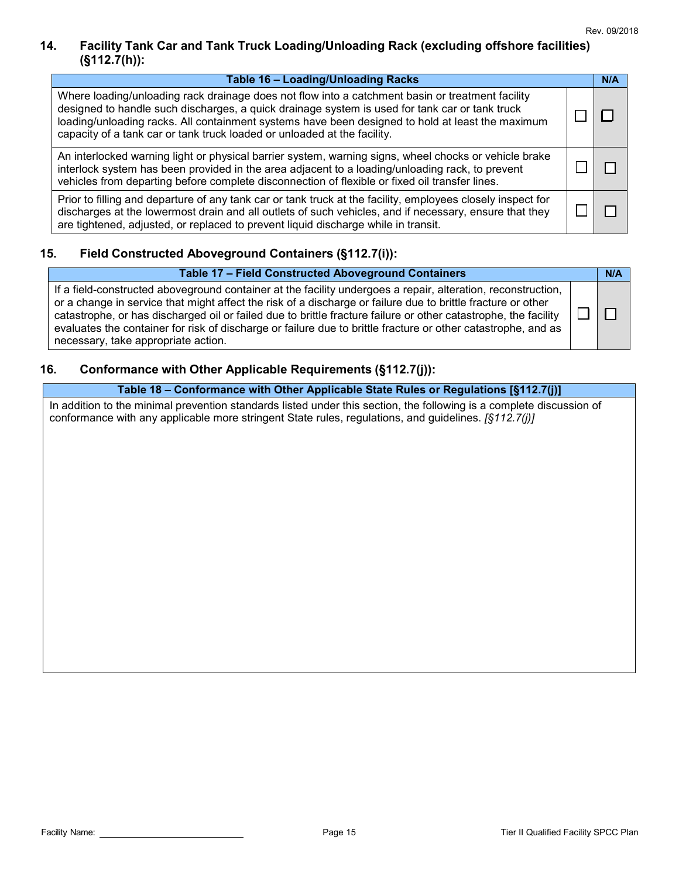### 14. Facility Tank Car and Tank Truck Loading/Unloading Rack (excluding offshore facilities) (§112.7(h)):

| Table 16 – Loading/Unloading Racks | | N/A |
|---|---|---|
| Where loading/unloading rack drainage does not flow into a catchment basin or treatment facility designed to handle such discharges, a quick drainage system is used for tank car or tank truck loading/unloading racks. All containment systems have been designed to hold at least the maximum capacity of a tank car or tank truck loaded or unloaded at the facility. | ☐ | ☐ |
| An interlocked warning light or physical barrier system, warning signs, wheel chocks or vehicle brake interlock system has been provided in the area adjacent to a loading/unloading rack, to prevent vehicles from departing before complete disconnection of flexible or fixed oil transfer lines. | ☐ | ☐ |
| Prior to filling and departure of any tank car or tank truck at the facility, employees closely inspect for discharges at the lowermost drain and all outlets of such vehicles, and if necessary, ensure that they are tightened, adjusted, or replaced to prevent liquid discharge while in transit. | ☐ | ☐ |

### 15. Field Constructed Aboveground Containers (§112.7(i)):

| Table 17 – Field Constructed Aboveground Containers | | N/A |
|---|---|---|
| If a field-constructed aboveground container at the facility undergoes a repair, alteration, reconstruction, or a change in service that might affect the risk of a discharge or failure due to brittle fracture or other catastrophe, or has discharged oil or failed due to brittle fracture failure or other catastrophe, the facility evaluates the container for risk of discharge or failure due to brittle fracture or other catastrophe, and as necessary, take appropriate action. | ☐ | ☐ |

### 16. Conformance with Other Applicable Requirements (§112.7(j)):

| Table 18 – Conformance with Other Applicable State Rules or Regulations [§112.7(j)] |
|---|
| In addition to the minimal prevention standards listed under this section, the following is a complete discussion of conformance with any applicable more stringent State rules, regulations, and guidelines. *[§112.7(j)]* |

Facility Name: ____________________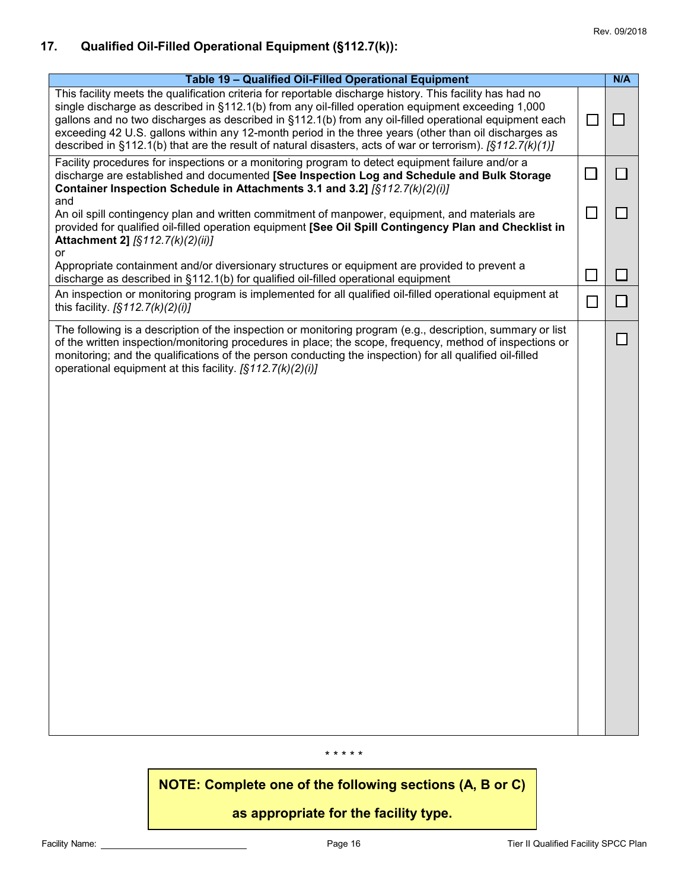## 17. Qualified Oil-Filled Operational Equipment (§112.7(k)):

| Table 19 – Qualified Oil-Filled Operational Equipment | | N/A |
|---|---|---|
| This facility meets the qualification criteria for reportable discharge history. This facility has had no single discharge as described in §112.1(b) from any oil-filled operation equipment exceeding 1,000 gallons and no two discharges as described in §112.1(b) from any oil-filled operational equipment each exceeding 42 U.S. gallons within any 12-month period in the three years (other than oil discharges as described in §112.1(b) that are the result of natural disasters, acts of war or terrorism). *[§112.7(k)(1)]* | ☐ | ☐ |
| Facility procedures for inspections or a monitoring program to detect equipment failure and/or a discharge are established and documented **[See Inspection Log and Schedule and Bulk Storage Container Inspection Schedule in Attachments 3.1 and 3.2]** *[§112.7(k)(2)(i)]*<br>and | ☐ | ☐ |
| An oil spill contingency plan and written commitment of manpower, equipment, and materials are provided for qualified oil-filled operation equipment **[See Oil Spill Contingency Plan and Checklist in Attachment 2]** *[§112.7(k)(2)(ii)]*<br>or | ☐ | ☐ |
| Appropriate containment and/or diversionary structures or equipment are provided to prevent a discharge as described in §112.1(b) for qualified oil-filled operational equipment | ☐ | ☐ |
| An inspection or monitoring program is implemented for all qualified oil-filled operational equipment at this facility. *[§112.7(k)(2)(i)]* | ☐ | ☐ |
| The following is a description of the inspection or monitoring program (e.g., description, summary or list of the written inspection/monitoring procedures in place; the scope, frequency, method of inspections or monitoring; and the qualifications of the person conducting the inspection) for all qualified oil-filled operational equipment at this facility. *[§112.7(k)(2)(i)]* | | ☐ |

\* \* \* \* \*

**NOTE: Complete one of the following sections (A, B or C) as appropriate for the facility type.**

Facility Name: ______________________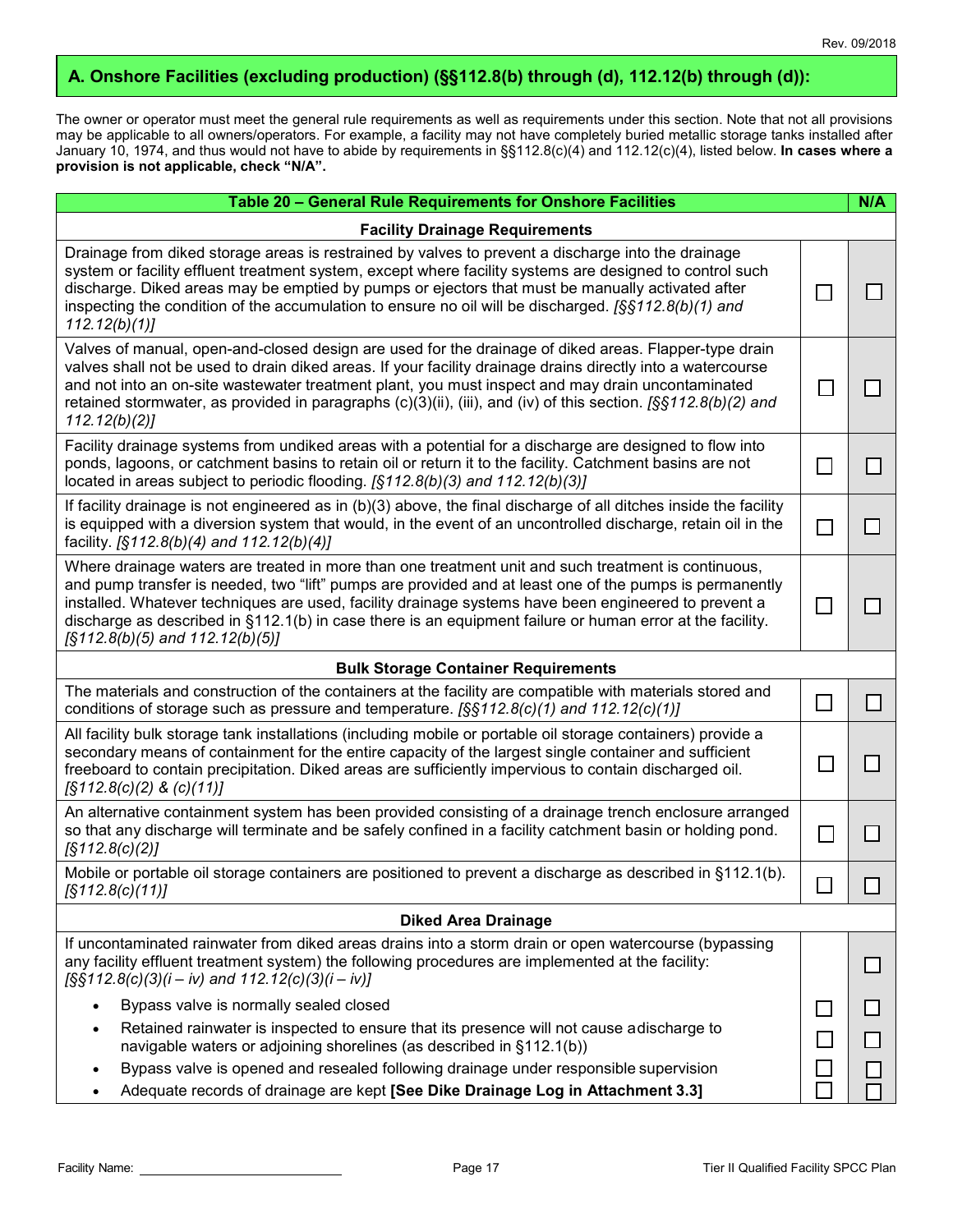## A. Onshore Facilities (excluding production) (§§112.8(b) through (d), 112.12(b) through (d)):

The owner or operator must meet the general rule requirements as well as requirements under this section. Note that not all provisions may be applicable to all owners/operators. For example, a facility may not have completely buried metallic storage tanks installed after January 10, 1974, and thus would not have to abide by requirements in §§112.8(c)(4) and 112.12(c)(4), listed below. **In cases where a provision is not applicable, check "N/A".**

| Table 20 – General Rule Requirements for Onshore Facilities | | N/A |
|---|---|---|
| **Facility Drainage Requirements** | | |
| Drainage from diked storage areas is restrained by valves to prevent a discharge into the drainage system or facility effluent treatment system, except where facility systems are designed to control such discharge. Diked areas may be emptied by pumps or ejectors that must be manually activated after inspecting the condition of the accumulation to ensure no oil will be discharged. *[§§112.8(b)(1) and 112.12(b)(1)]* | ☐ | ☐ |
| Valves of manual, open-and-closed design are used for the drainage of diked areas. Flapper-type drain valves shall not be used to drain diked areas. If your facility drainage drains directly into a watercourse and not into an on-site wastewater treatment plant, you must inspect and may drain uncontaminated retained stormwater, as provided in paragraphs (c)(3)(ii), (iii), and (iv) of this section. *[§§112.8(b)(2) and 112.12(b)(2)]* | ☐ | ☐ |
| Facility drainage systems from undiked areas with a potential for a discharge are designed to flow into ponds, lagoons, or catchment basins to retain oil or return it to the facility. Catchment basins are not located in areas subject to periodic flooding. *[§112.8(b)(3) and 112.12(b)(3)]* | ☐ | ☐ |
| If facility drainage is not engineered as in (b)(3) above, the final discharge of all ditches inside the facility is equipped with a diversion system that would, in the event of an uncontrolled discharge, retain oil in the facility. *[§112.8(b)(4) and 112.12(b)(4)]* | ☐ | ☐ |
| Where drainage waters are treated in more than one treatment unit and such treatment is continuous, and pump transfer is needed, two "lift" pumps are provided and at least one of the pumps is permanently installed. Whatever techniques are used, facility drainage systems have been engineered to prevent a discharge as described in §112.1(b) in case there is an equipment failure or human error at the facility. *[§112.8(b)(5) and 112.12(b)(5)]* | ☐ | ☐ |
| **Bulk Storage Container Requirements** | | |
| The materials and construction of the containers at the facility are compatible with materials stored and conditions of storage such as pressure and temperature. *[§§112.8(c)(1) and 112.12(c)(1)]* | ☐ | ☐ |
| All facility bulk storage tank installations (including mobile or portable oil storage containers) provide a secondary means of containment for the entire capacity of the largest single container and sufficient freeboard to contain precipitation. Diked areas are sufficiently impervious to contain discharged oil. *[§112.8(c)(2) & (c)(11)]* | ☐ | ☐ |
| An alternative containment system has been provided consisting of a drainage trench enclosure arranged so that any discharge will terminate and be safely confined in a facility catchment basin or holding pond. *[§112.8(c)(2)]* | ☐ | ☐ |
| Mobile or portable oil storage containers are positioned to prevent a discharge as described in §112.1(b). *[§112.8(c)(11)]* | ☐ | ☐ |
| **Diked Area Drainage** | | |
| If uncontaminated rainwater from diked areas drains into a storm drain or open watercourse (bypassing any facility effluent treatment system) the following procedures are implemented at the facility: *[§§112.8(c)(3)(i – iv) and 112.12(c)(3)(i – iv)]* | | ☐ |
| • Bypass valve is normally sealed closed | ☐ | ☐ |
| • Retained rainwater is inspected to ensure that its presence will not cause a discharge to navigable waters or adjoining shorelines (as described in §112.1(b)) | ☐ | ☐ |
| • Bypass valve is opened and resealed following drainage under responsible supervision | ☐ | ☐ |
| • Adequate records of drainage are kept **[See Dike Drainage Log in Attachment 3.3]** | ☐ | ☐ |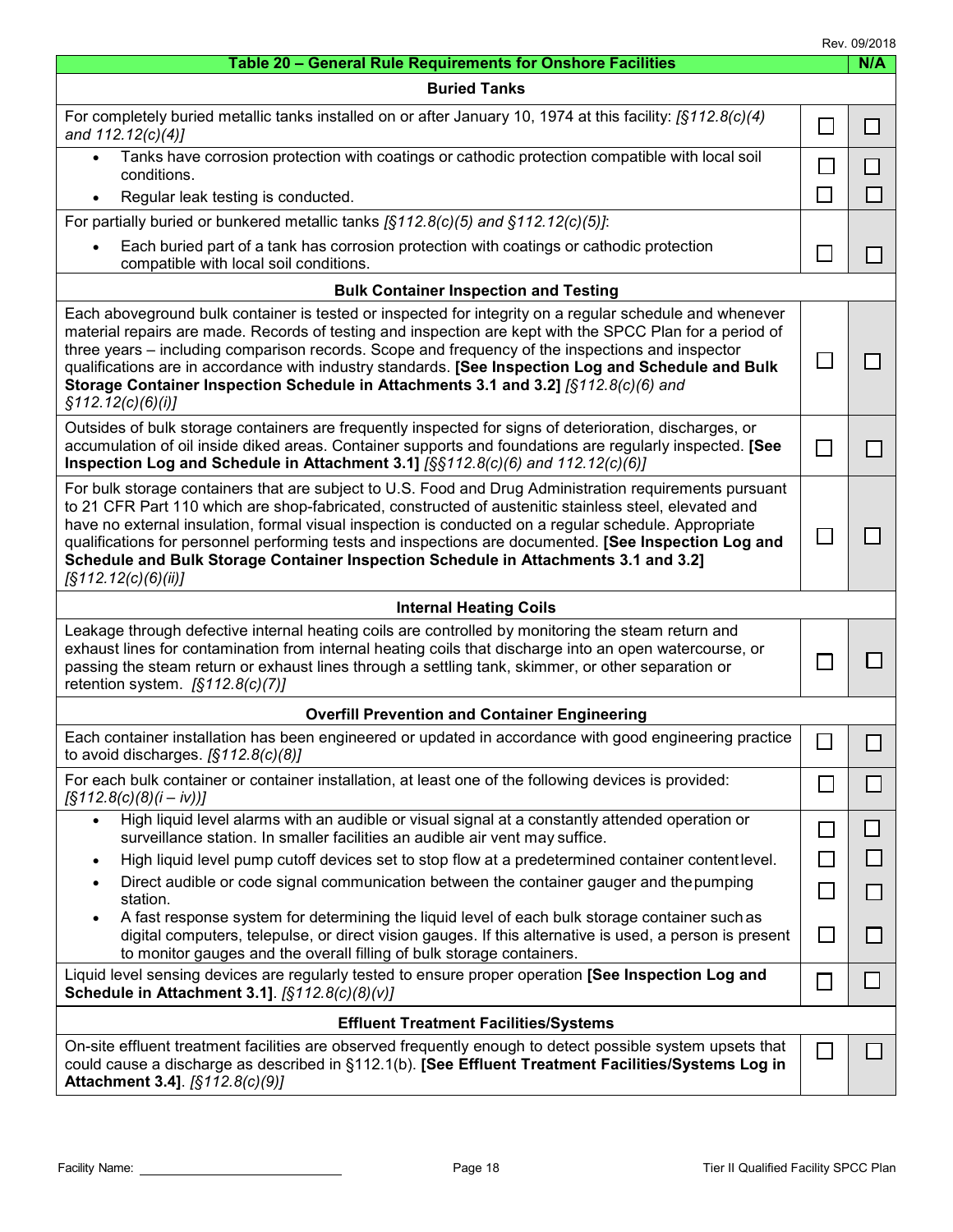| Table 20 – General Rule Requirements for Onshore Facilities | | N/A |
|---|---|---|
| **Buried Tanks** | | |
| For completely buried metallic tanks installed on or after January 10, 1974 at this facility: *[§112.8(c)(4) and 112.12(c)(4)]* | ☐ | ☐ |
| • Tanks have corrosion protection with coatings or cathodic protection compatible with local soil conditions. | ☐ | ☐ |
| • Regular leak testing is conducted. | ☐ | ☐ |
| For partially buried or bunkered metallic tanks *[§112.8(c)(5) and §112.12(c)(5)]*: | | |
| • Each buried part of a tank has corrosion protection with coatings or cathodic protection compatible with local soil conditions. | ☐ | ☐ |
| **Bulk Container Inspection and Testing** | | |
| Each aboveground bulk container is tested or inspected for integrity on a regular schedule and whenever material repairs are made. Records of testing and inspection are kept with the SPCC Plan for a period of three years – including comparison records. Scope and frequency of the inspections and inspector qualifications are in accordance with industry standards. **[See Inspection Log and Schedule and Bulk Storage Container Inspection Schedule in Attachments 3.1 and 3.2]** *[§112.8(c)(6) and §112.12(c)(6)(i)]* | ☐ | ☐ |
| Outsides of bulk storage containers are frequently inspected for signs of deterioration, discharges, or accumulation of oil inside diked areas. Container supports and foundations are regularly inspected. **[See Inspection Log and Schedule in Attachment 3.1]** *[§§112.8(c)(6) and 112.12(c)(6)]* | ☐ | ☐ |
| For bulk storage containers that are subject to U.S. Food and Drug Administration requirements pursuant to 21 CFR Part 110 which are shop-fabricated, constructed of austenitic stainless steel, elevated and have no external insulation, formal visual inspection is conducted on a regular schedule. Appropriate qualifications for personnel performing tests and inspections are documented. **[See Inspection Log and Schedule and Bulk Storage Container Inspection Schedule in Attachments 3.1 and 3.2]** *[§112.12(c)(6)(ii)]* | ☐ | ☐ |
| **Internal Heating Coils** | | |
| Leakage through defective internal heating coils are controlled by monitoring the steam return and exhaust lines for contamination from internal heating coils that discharge into an open watercourse, or passing the steam return or exhaust lines through a settling tank, skimmer, or other separation or retention system. *[§112.8(c)(7)]* | ☐ | ☐ |
| **Overfill Prevention and Container Engineering** | | |
| Each container installation has been engineered or updated in accordance with good engineering practice to avoid discharges. *[§112.8(c)(8)]* | ☐ | ☐ |
| For each bulk container or container installation, at least one of the following devices is provided: *[§112.8(c)(8)(i – iv)]* | ☐ | ☐ |
| • High liquid level alarms with an audible or visual signal at a constantly attended operation or surveillance station. In smaller facilities an audible air vent may suffice. | ☐ | ☐ |
| • High liquid level pump cutoff devices set to stop flow at a predetermined container content level. | ☐ | ☐ |
| • Direct audible or code signal communication between the container gauger and the pumping station. | ☐ | ☐ |
| • A fast response system for determining the liquid level of each bulk storage container such as digital computers, telepulse, or direct vision gauges. If this alternative is used, a person is present to monitor gauges and the overall filling of bulk storage containers. | ☐ | ☐ |
| Liquid level sensing devices are regularly tested to ensure proper operation **[See Inspection Log and Schedule in Attachment 3.1]**. *[§112.8(c)(8)(v)]* | ☐ | ☐ |
| **Effluent Treatment Facilities/Systems** | | |
| On-site effluent treatment facilities are observed frequently enough to detect possible system upsets that could cause a discharge as described in §112.1(b). **[See Effluent Treatment Facilities/Systems Log in Attachment 3.4]**. *[§112.8(c)(9)]* | ☐ | ☐ |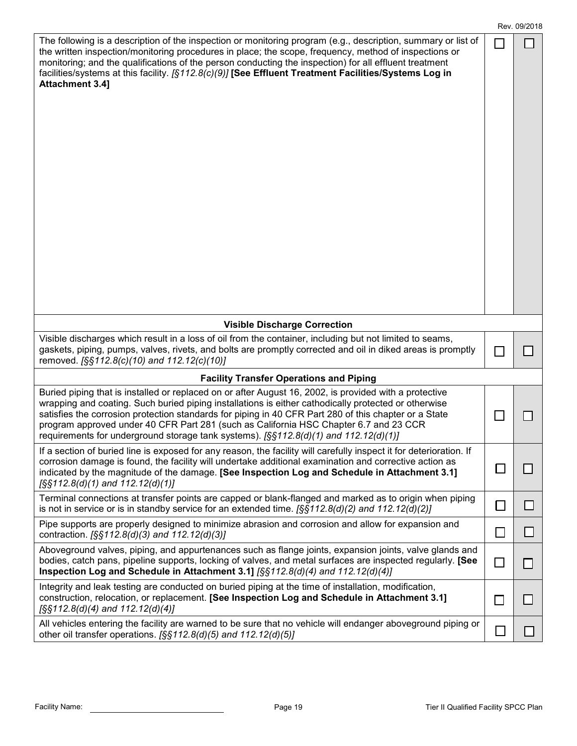| | | |
|---|---|---|
| The following is a description of the inspection or monitoring program (e.g., description, summary or list of the written inspection/monitoring procedures in place; the scope, frequency, method of inspections or monitoring; and the qualifications of the person conducting the inspection) for all effluent treatment facilities/systems at this facility. *[§112.8(c)(9)]* **[See Effluent Treatment Facilities/Systems Log in Attachment 3.4]** | ☐ | ☐ |
| **Visible Discharge Correction** | | |
| Visible discharges which result in a loss of oil from the container, including but not limited to seams, gaskets, piping, pumps, valves, rivets, and bolts are promptly corrected and oil in diked areas is promptly removed. *[§§112.8(c)(10) and 112.12(c)(10)]* | ☐ | ☐ |
| **Facility Transfer Operations and Piping** | | |
| Buried piping that is installed or replaced on or after August 16, 2002, is provided with a protective wrapping and coating. Such buried piping installations is either cathodically protected or otherwise satisfies the corrosion protection standards for piping in 40 CFR Part 280 of this chapter or a State program approved under 40 CFR Part 281 (such as California HSC Chapter 6.7 and 23 CCR requirements for underground storage tank systems). *[§§112.8(d)(1) and 112.12(d)(1)]* | ☐ | ☐ |
| If a section of buried line is exposed for any reason, the facility will carefully inspect it for deterioration. If corrosion damage is found, the facility will undertake additional examination and corrective action as indicated by the magnitude of the damage. **[See Inspection Log and Schedule in Attachment 3.1]** *[§§112.8(d)(1) and 112.12(d)(1)]* | ☐ | ☐ |
| Terminal connections at transfer points are capped or blank-flanged and marked as to origin when piping is not in service or is in standby service for an extended time. *[§§112.8(d)(2) and 112.12(d)(2)]* | ☐ | ☐ |
| Pipe supports are properly designed to minimize abrasion and corrosion and allow for expansion and contraction. *[§§112.8(d)(3) and 112.12(d)(3)]* | ☐ | ☐ |
| Aboveground valves, piping, and appurtenances such as flange joints, expansion joints, valve glands and bodies, catch pans, pipeline supports, locking of valves, and metal surfaces are inspected regularly. **[See Inspection Log and Schedule in Attachment 3.1]** *[§§112.8(d)(4) and 112.12(d)(4)]* | ☐ | ☐ |
| Integrity and leak testing are conducted on buried piping at the time of installation, modification, construction, relocation, or replacement. **[See Inspection Log and Schedule in Attachment 3.1]** *[§§112.8(d)(4) and 112.12(d)(4)]* | ☐ | ☐ |
| All vehicles entering the facility are warned to be sure that no vehicle will endanger aboveground piping or other oil transfer operations. *[§§112.8(d)(5) and 112.12(d)(5)]* | ☐ | ☐ |

Facility Name: ______________________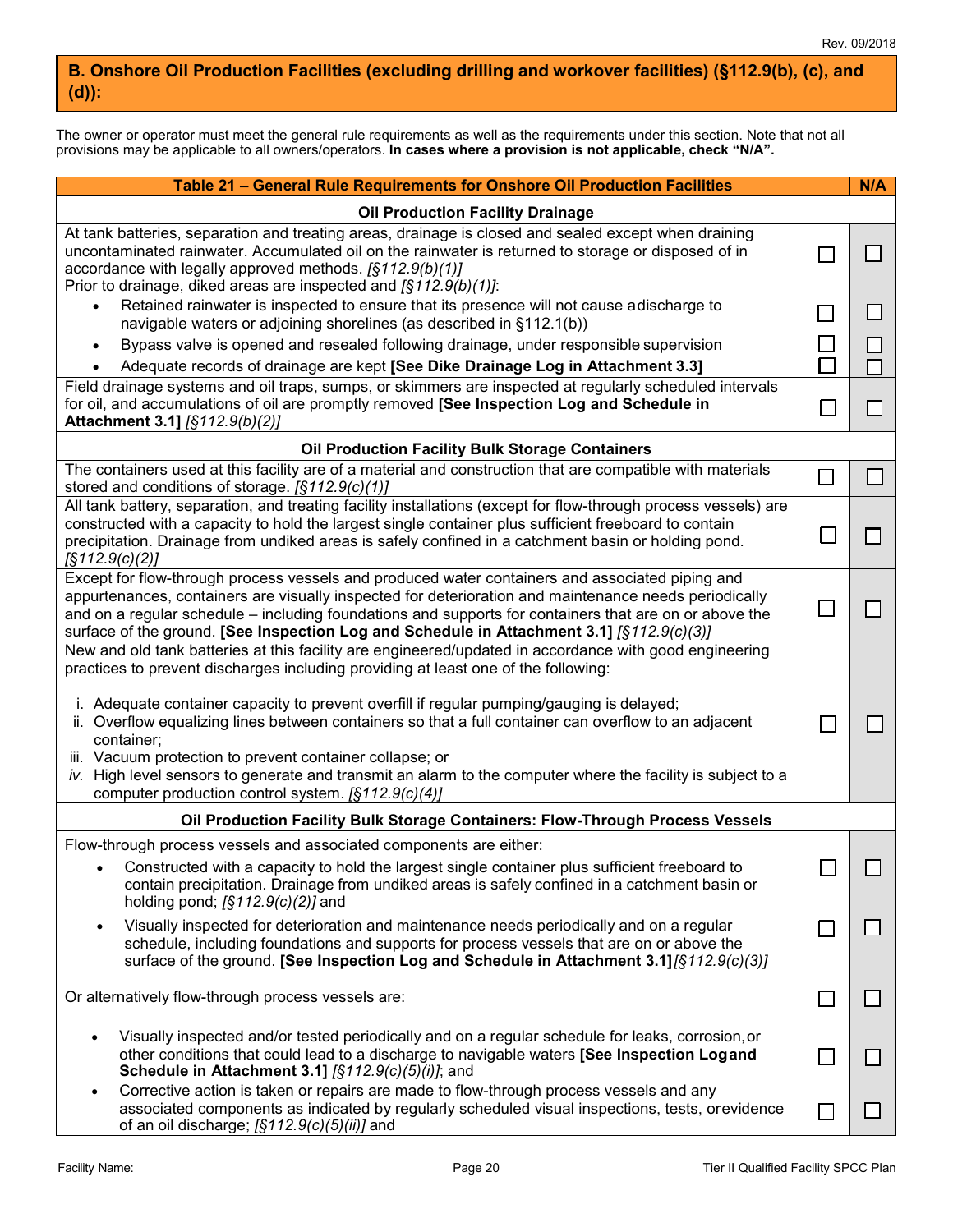## B. Onshore Oil Production Facilities (excluding drilling and workover facilities) (§112.9(b), (c), and (d)):

The owner or operator must meet the general rule requirements as well as the requirements under this section. Note that not all provisions may be applicable to all owners/operators. **In cases where a provision is not applicable, check "N/A".**

| Table 21 – General Rule Requirements for Onshore Oil Production Facilities | | N/A |
|---|---|---|
| **Oil Production Facility Drainage** | | |
| At tank batteries, separation and treating areas, drainage is closed and sealed except when draining uncontaminated rainwater. Accumulated oil on the rainwater is returned to storage or disposed of in accordance with legally approved methods. *[§112.9(b)(1)]* | ☐ | ☐ |
| Prior to drainage, diked areas are inspected and *[§112.9(b)(1)]*: | | |
| • Retained rainwater is inspected to ensure that its presence will not cause a discharge to navigable waters or adjoining shorelines (as described in §112.1(b)) | ☐ | ☐ |
| • Bypass valve is opened and resealed following drainage, under responsible supervision | ☐ | ☐ |
| • Adequate records of drainage are kept **[See Dike Drainage Log in Attachment 3.3]** | ☐ | ☐ |
| Field drainage systems and oil traps, sumps, or skimmers are inspected at regularly scheduled intervals for oil, and accumulations of oil are promptly removed **[See Inspection Log and Schedule in Attachment 3.1]** *[§112.9(b)(2)]* | ☐ | ☐ |
| **Oil Production Facility Bulk Storage Containers** | | |
| The containers used at this facility are of a material and construction that are compatible with materials stored and conditions of storage. *[§112.9(c)(1)]* | ☐ | ☐ |
| All tank battery, separation, and treating facility installations (except for flow-through process vessels) are constructed with a capacity to hold the largest single container plus sufficient freeboard to contain precipitation. Drainage from undiked areas is safely confined in a catchment basin or holding pond. *[§112.9(c)(2)]* | ☐ | ☐ |
| Except for flow-through process vessels and produced water containers and associated piping and appurtenances, containers are visually inspected for deterioration and maintenance needs periodically and on a regular schedule – including foundations and supports for containers that are on or above the surface of the ground. **[See Inspection Log and Schedule in Attachment 3.1]** *[§112.9(c)(3)]* | ☐ | ☐ |
| New and old tank batteries at this facility are engineered/updated in accordance with good engineering practices to prevent discharges including providing at least one of the following:<br><br>i. Adequate container capacity to prevent overfill if regular pumping/gauging is delayed;<br>ii. Overflow equalizing lines between containers so that a full container can overflow to an adjacent container;<br>iii. Vacuum protection to prevent container collapse; or<br>*iv.* High level sensors to generate and transmit an alarm to the computer where the facility is subject to a computer production control system. *[§112.9(c)(4)]* | ☐ | ☐ |
| **Oil Production Facility Bulk Storage Containers: Flow-Through Process Vessels** | | |
| Flow-through process vessels and associated components are either: | | |
| • Constructed with a capacity to hold the largest single container plus sufficient freeboard to contain precipitation. Drainage from undiked areas is safely confined in a catchment basin or holding pond; *[§112.9(c)(2)]* and | ☐ | ☐ |
| • Visually inspected for deterioration and maintenance needs periodically and on a regular schedule, including foundations and supports for process vessels that are on or above the surface of the ground. **[See Inspection Log and Schedule in Attachment 3.1]** *[§112.9(c)(3)]* | ☐ | ☐ |
| Or alternatively flow-through process vessels are: | ☐ | ☐ |
| • Visually inspected and/or tested periodically and on a regular schedule for leaks, corrosion, or other conditions that could lead to a discharge to navigable waters **[See Inspection Log and Schedule in Attachment 3.1]** *[§112.9(c)(5)(i)]*; and | ☐ | ☐ |
| • Corrective action is taken or repairs are made to flow-through process vessels and any associated components as indicated by regularly scheduled visual inspections, tests, or evidence of an oil discharge; *[§112.9(c)(5)(ii)]* and | ☐ | ☐ |

Facility Name: ______________________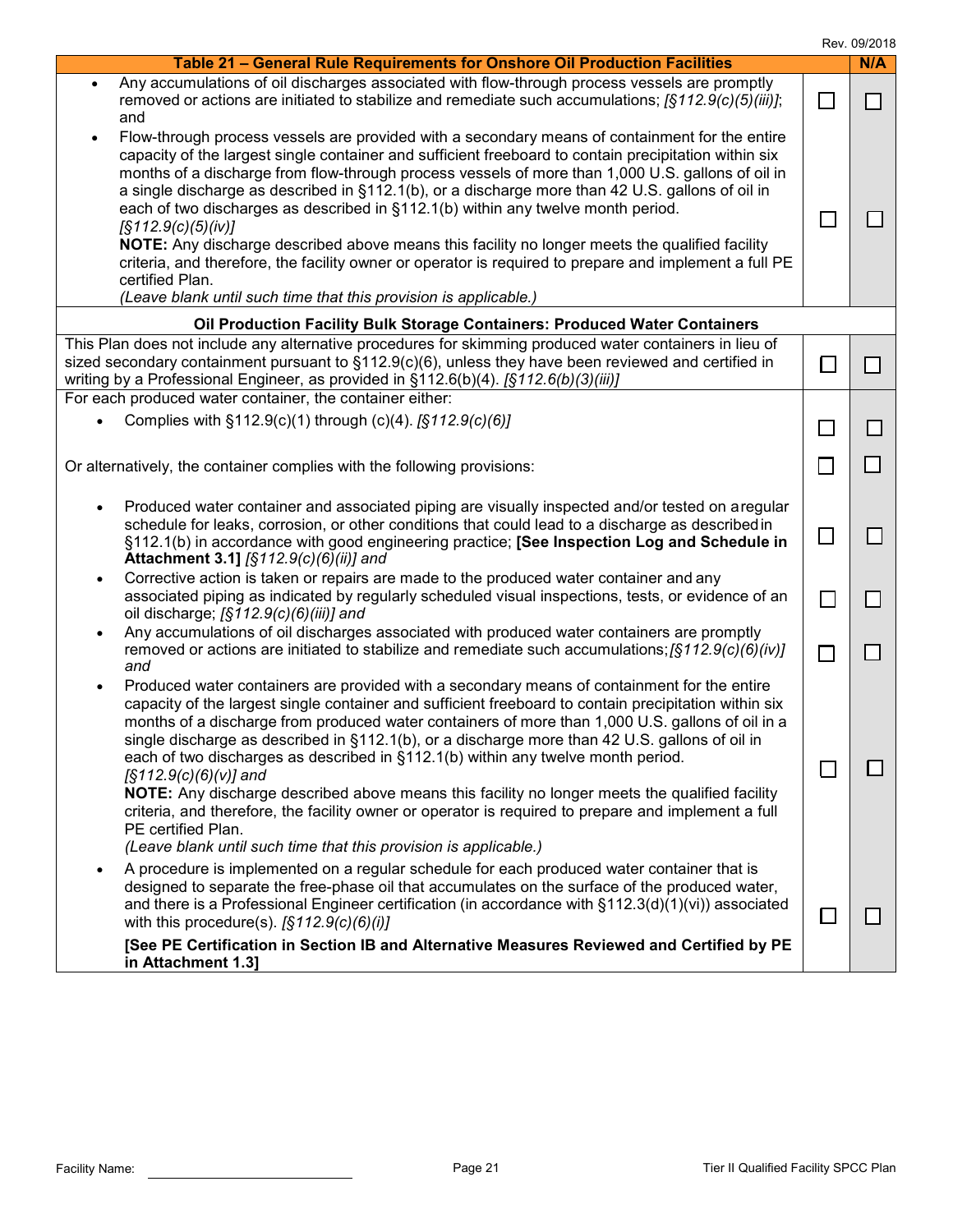| Table 21 – General Rule Requirements for Onshore Oil Production Facilities | | N/A |
|---|---|---|
| • Any accumulations of oil discharges associated with flow-through process vessels are promptly removed or actions are initiated to stabilize and remediate such accumulations; *[§112.9(c)(5)(iii)]*; and | ☐ | ☐ |
| • Flow-through process vessels are provided with a secondary means of containment for the entire capacity of the largest single container and sufficient freeboard to contain precipitation within six months of a discharge from flow-through process vessels of more than 1,000 U.S. gallons of oil in a single discharge as described in §112.1(b), or a discharge more than 42 U.S. gallons of oil in each of two discharges as described in §112.1(b) within any twelve month period. *[§112.9(c)(5)(iv)]* **NOTE:** Any discharge described above means this facility no longer meets the qualified facility criteria, and therefore, the facility owner or operator is required to prepare and implement a full PE certified Plan. *(Leave blank until such time that this provision is applicable.)* | ☐ | ☐ |
| **Oil Production Facility Bulk Storage Containers: Produced Water Containers** | | |
| This Plan does not include any alternative procedures for skimming produced water containers in lieu of sized secondary containment pursuant to §112.9(c)(6), unless they have been reviewed and certified in writing by a Professional Engineer, as provided in §112.6(b)(4). *[§112.6(b)(3)(iii)]* | ☐ | ☐ |
| For each produced water container, the container either: | | |
| • Complies with §112.9(c)(1) through (c)(4). *[§112.9(c)(6)]* | ☐ | ☐ |
| Or alternatively, the container complies with the following provisions: | ☐ | ☐ |
| • Produced water container and associated piping are visually inspected and/or tested on a regular schedule for leaks, corrosion, or other conditions that could lead to a discharge as described in §112.1(b) in accordance with good engineering practice; **[See Inspection Log and Schedule in Attachment 3.1]** *[§112.9(c)(6)(ii)] and* | ☐ | ☐ |
| • Corrective action is taken or repairs are made to the produced water container and any associated piping as indicated by regularly scheduled visual inspections, tests, or evidence of an oil discharge; *[§112.9(c)(6)(iii)] and* | ☐ | ☐ |
| • Any accumulations of oil discharges associated with produced water containers are promptly removed or actions are initiated to stabilize and remediate such accumulations; *[§112.9(c)(6)(iv)] and* | ☐ | ☐ |
| • Produced water containers are provided with a secondary means of containment for the entire capacity of the largest single container and sufficient freeboard to contain precipitation within six months of a discharge from produced water containers of more than 1,000 U.S. gallons of oil in a single discharge as described in §112.1(b), or a discharge more than 42 U.S. gallons of oil in each of two discharges as described in §112.1(b) within any twelve month period. *[§112.9(c)(6)(v)] and* **NOTE:** Any discharge described above means this facility no longer meets the qualified facility criteria, and therefore, the facility owner or operator is required to prepare and implement a full PE certified Plan. *(Leave blank until such time that this provision is applicable.)* | ☐ | ☐ |
| • A procedure is implemented on a regular schedule for each produced water container that is designed to separate the free-phase oil that accumulates on the surface of the produced water, and there is a Professional Engineer certification (in accordance with §112.3(d)(1)(vi)) associated with this procedure(s). *[§112.9(c)(6)(i)]* **[See PE Certification in Section IB and Alternative Measures Reviewed and Certified by PE in Attachment 1.3]** | ☐ | ☐ |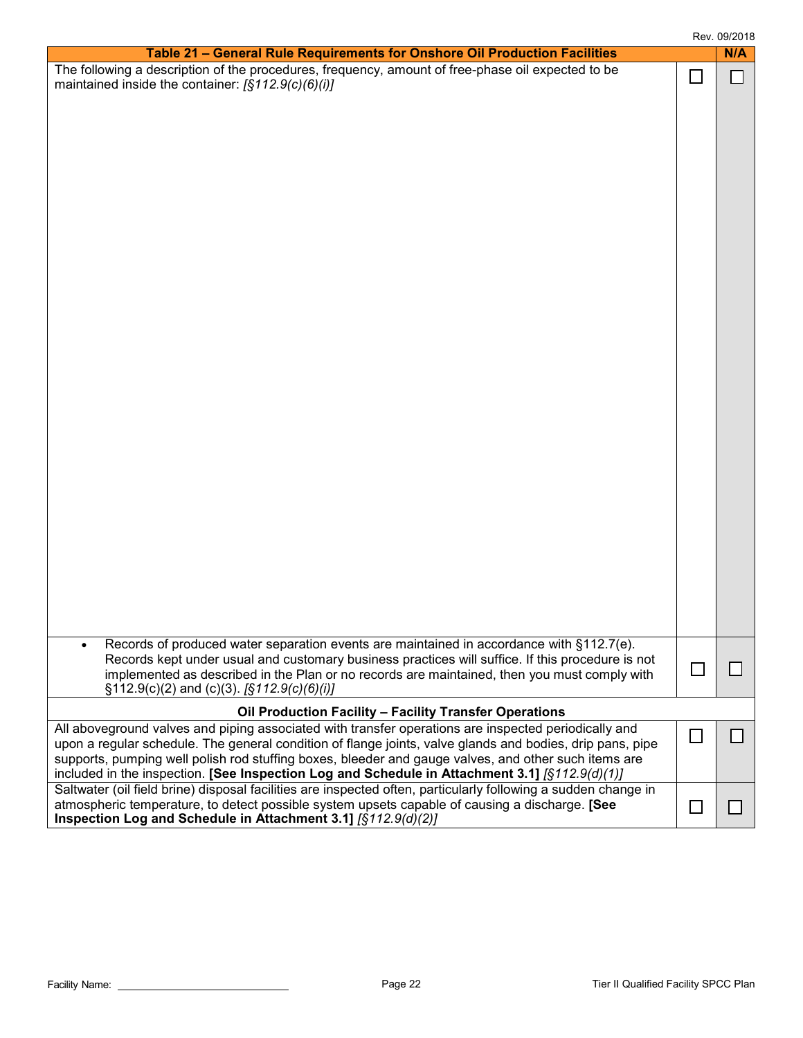| Table 21 – General Rule Requirements for Onshore Oil Production Facilities | | N/A |
|---|---|---|
| The following a description of the procedures, frequency, amount of free-phase oil expected to be maintained inside the container: *[§112.9(c)(6)(i)]* | ☐ | ☐ |
| • Records of produced water separation events are maintained in accordance with §112.7(e). Records kept under usual and customary business practices will suffice. If this procedure is not implemented as described in the Plan or no records are maintained, then you must comply with §112.9(c)(2) and (c)(3). *[§112.9(c)(6)(i)]* | ☐ | ☐ |
| **Oil Production Facility – Facility Transfer Operations** | | |
| All aboveground valves and piping associated with transfer operations are inspected periodically and upon a regular schedule. The general condition of flange joints, valve glands and bodies, drip pans, pipe supports, pumping well polish rod stuffing boxes, bleeder and gauge valves, and other such items are included in the inspection. **[See Inspection Log and Schedule in Attachment 3.1]** *[§112.9(d)(1)]* | ☐ | ☐ |
| Saltwater (oil field brine) disposal facilities are inspected often, particularly following a sudden change in atmospheric temperature, to detect possible system upsets capable of causing a discharge. **[See Inspection Log and Schedule in Attachment 3.1]** *[§112.9(d)(2)]* | ☐ | ☐ |

Facility Name: ______________________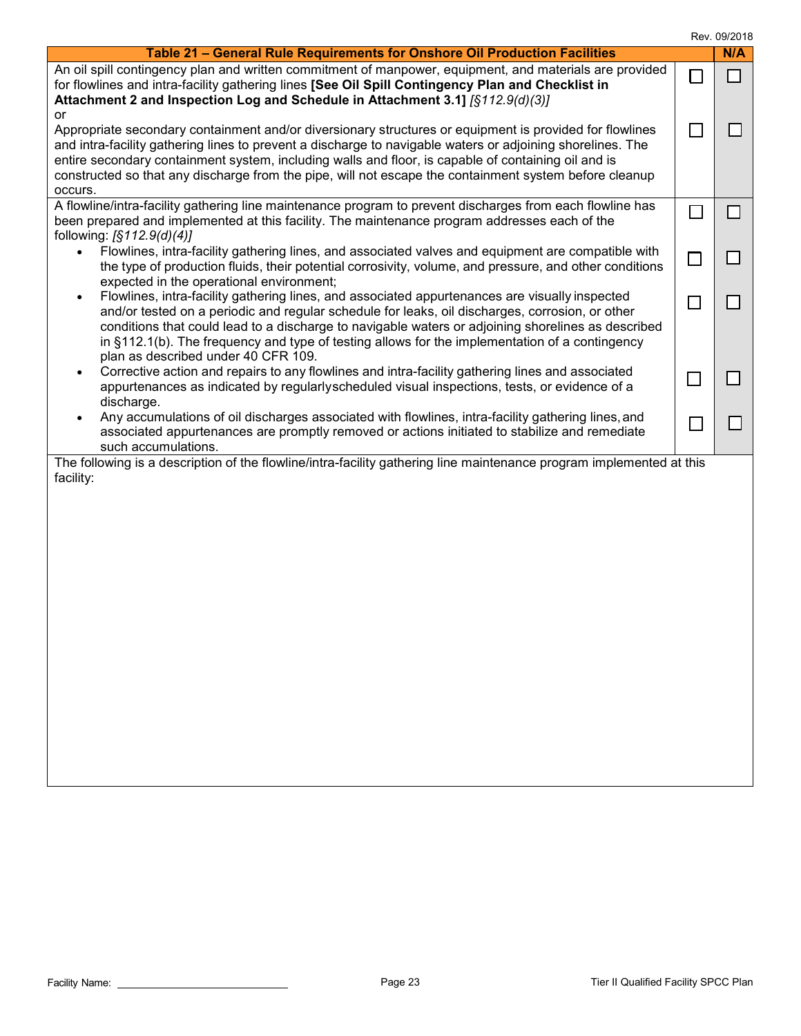| Table 21 – General Rule Requirements for Onshore Oil Production Facilities | | N/A |
|---|---|---|
| An oil spill contingency plan and written commitment of manpower, equipment, and materials are provided for flowlines and intra-facility gathering lines **[See Oil Spill Contingency Plan and Checklist in Attachment 2 and Inspection Log and Schedule in Attachment 3.1]** *[§112.9(d)(3)]*<br>or | ☐ | ☐ |
| Appropriate secondary containment and/or diversionary structures or equipment is provided for flowlines and intra-facility gathering lines to prevent a discharge to navigable waters or adjoining shorelines. The entire secondary containment system, including walls and floor, is capable of containing oil and is constructed so that any discharge from the pipe, will not escape the containment system before cleanup occurs. | ☐ | ☐ |
| A flowline/intra-facility gathering line maintenance program to prevent discharges from each flowline has been prepared and implemented at this facility. The maintenance program addresses each of the following: *[§112.9(d)(4)]* | ☐ | ☐ |
| • Flowlines, intra-facility gathering lines, and associated valves and equipment are compatible with the type of production fluids, their potential corrosivity, volume, and pressure, and other conditions expected in the operational environment; | ☐ | ☐ |
| • Flowlines, intra-facility gathering lines, and associated appurtenances are visually inspected and/or tested on a periodic and regular schedule for leaks, oil discharges, corrosion, or other conditions that could lead to a discharge to navigable waters or adjoining shorelines as described in §112.1(b). The frequency and type of testing allows for the implementation of a contingency plan as described under 40 CFR 109. | ☐ | ☐ |
| • Corrective action and repairs to any flowlines and intra-facility gathering lines and associated appurtenances as indicated by regularlyscheduled visual inspections, tests, or evidence of a discharge. | ☐ | ☐ |
| • Any accumulations of oil discharges associated with flowlines, intra-facility gathering lines, and associated appurtenances are promptly removed or actions initiated to stabilize and remediate such accumulations. | ☐ | ☐ |
| The following is a description of the flowline/intra-facility gathering line maintenance program implemented at this facility: | | |

Facility Name: ______________________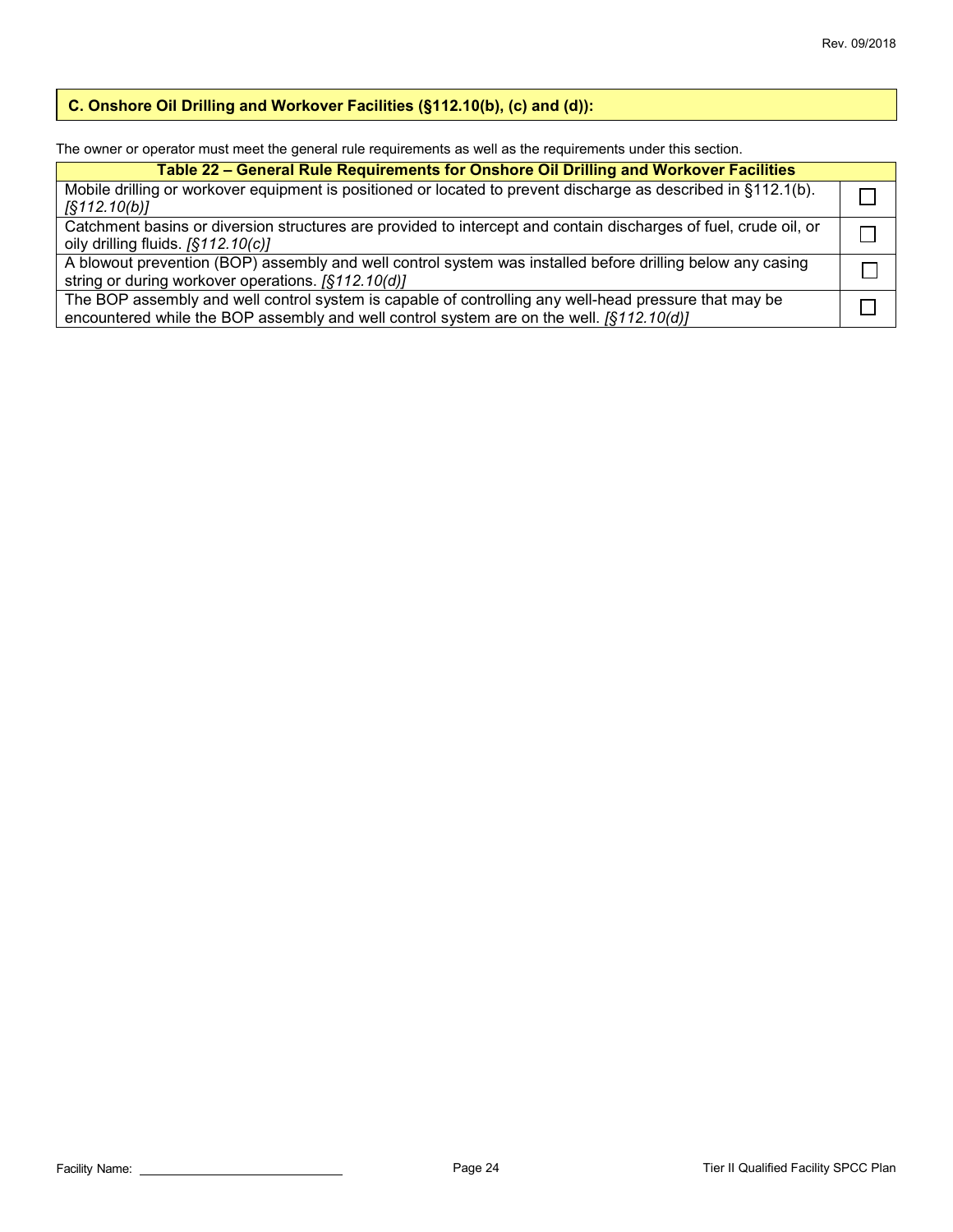## C. Onshore Oil Drilling and Workover Facilities (§112.10(b), (c) and (d)):

The owner or operator must meet the general rule requirements as well as the requirements under this section.

| Table 22 – General Rule Requirements for Onshore Oil Drilling and Workover Facilities | |
|---|---|
| Mobile drilling or workover equipment is positioned or located to prevent discharge as described in §112.1(b). *[§112.10(b)]* | ☐ |
| Catchment basins or diversion structures are provided to intercept and contain discharges of fuel, crude oil, or oily drilling fluids. *[§112.10(c)]* | ☐ |
| A blowout prevention (BOP) assembly and well control system was installed before drilling below any casing string or during workover operations. *[§112.10(d)]* | ☐ |
| The BOP assembly and well control system is capable of controlling any well-head pressure that may be encountered while the BOP assembly and well control system are on the well. *[§112.10(d)]* | ☐ |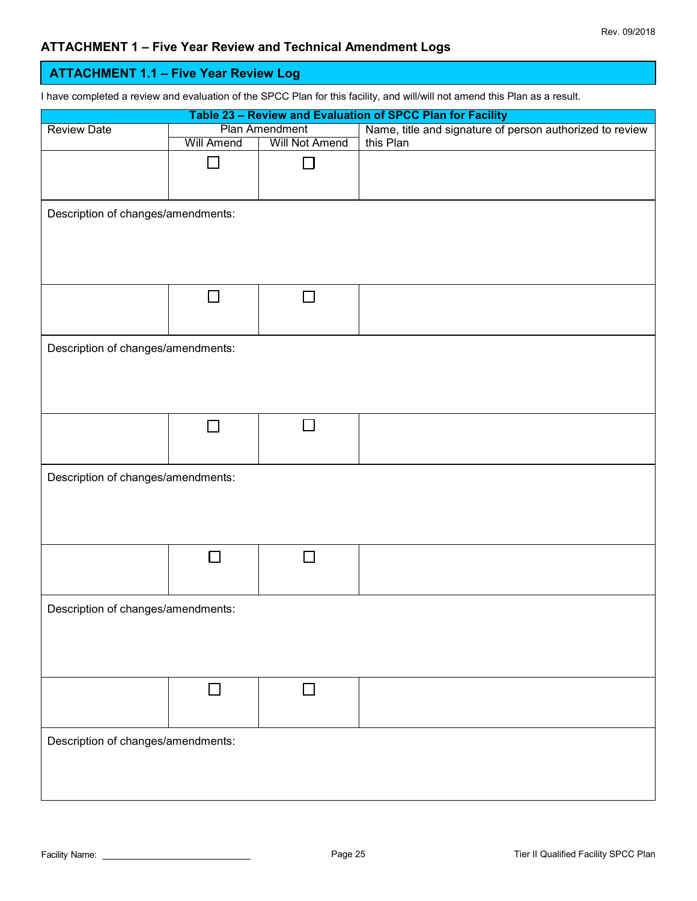## ATTACHMENT 1 – Five Year Review and Technical Amendment Logs

### ATTACHMENT 1.1 – Five Year Review Log

I have completed a review and evaluation of the SPCC Plan for this facility, and will/will not amend this Plan as a result.

**Table 23 – Review and Evaluation of SPCC Plan for Facility**

| Review Date | Plan Amendment | | Name, title and signature of person authorized to review this Plan |
|---|---|---|---|
| | Will Amend | Will Not Amend | |
| | ☐ | ☐ | |
| Description of changes/amendments: | | | |
| | ☐ | ☐ | |
| Description of changes/amendments: | | | |
| | ☐ | ☐ | |
| Description of changes/amendments: | | | |
| | ☐ | ☐ | |
| Description of changes/amendments: | | | |
| | ☐ | ☐ | |
| Description of changes/amendments: | | | |

Facility Name: ____________________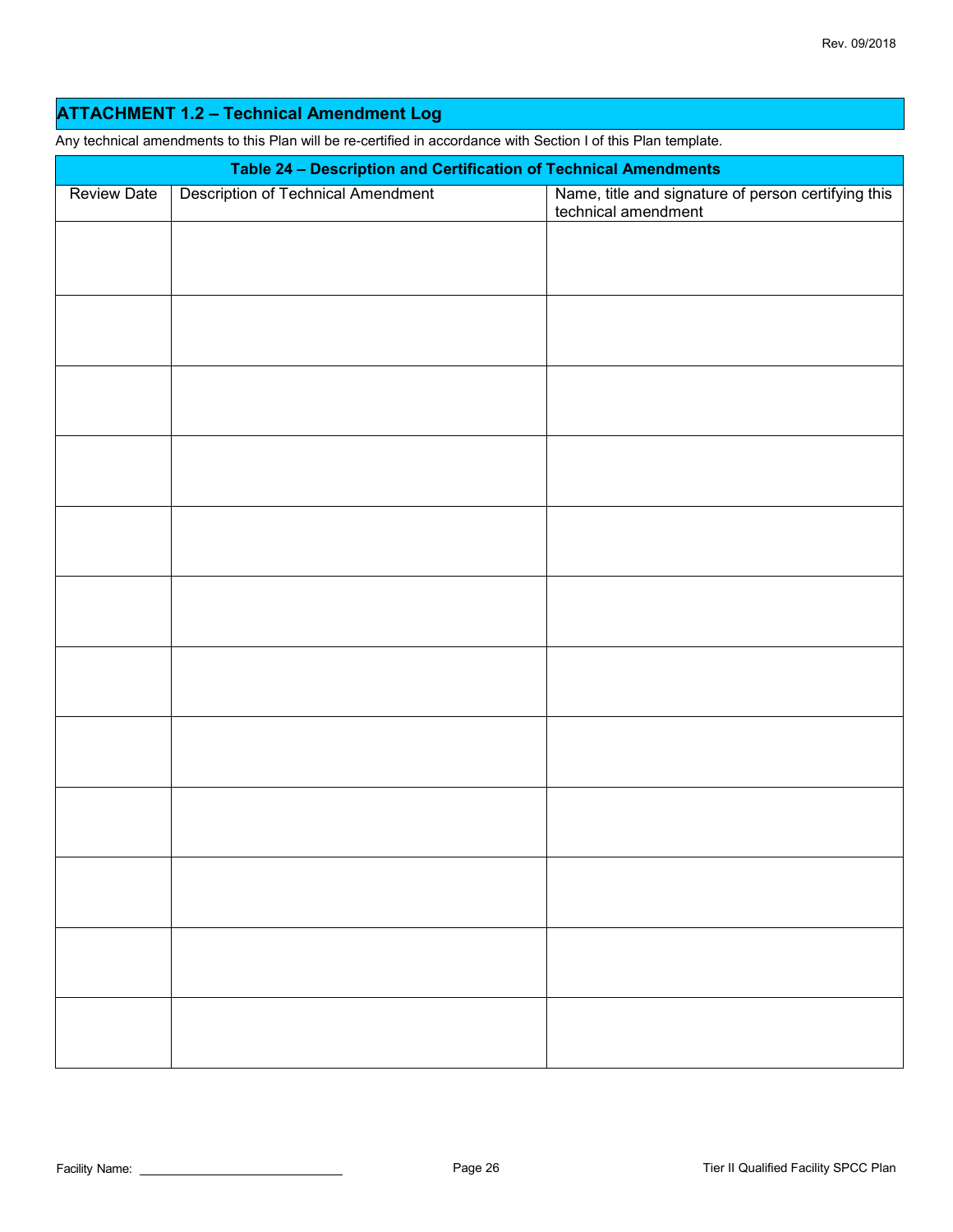## ATTACHMENT 1.2 – Technical Amendment Log

Any technical amendments to this Plan will be re-certified in accordance with Section I of this Plan template.

| **Table 24 – Description and Certification of Technical Amendments** | | |
|---|---|---|
| Review Date | Description of Technical Amendment | Name, title and signature of person certifying this technical amendment |
| | | |
| | | |
| | | |
| | | |
| | | |
| | | |
| | | |
| | | |
| | | |
| | | |
| | | |
| | | |

Facility Name: ______________________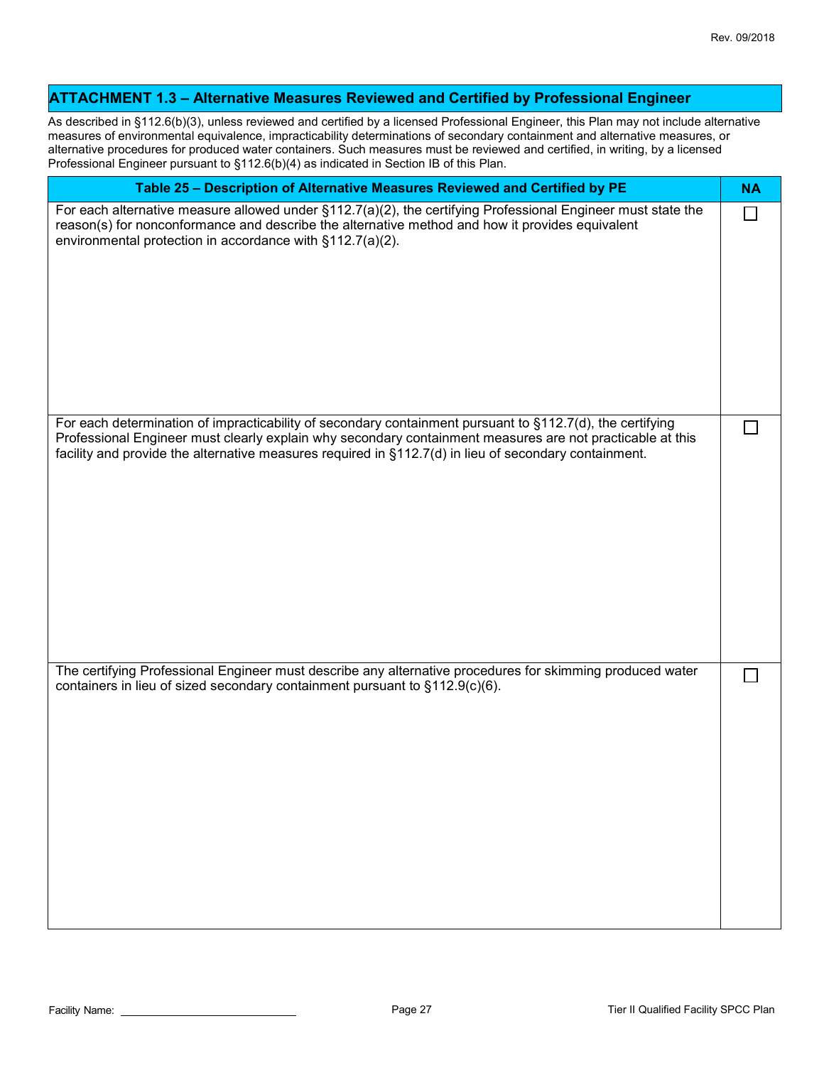## ATTACHMENT 1.3 – Alternative Measures Reviewed and Certified by Professional Engineer

As described in §112.6(b)(3), unless reviewed and certified by a licensed Professional Engineer, this Plan may not include alternative measures of environmental equivalence, impracticability determinations of secondary containment and alternative measures, or alternative procedures for produced water containers. Such measures must be reviewed and certified, in writing, by a licensed Professional Engineer pursuant to §112.6(b)(4) as indicated in Section IB of this Plan.

| Table 25 – Description of Alternative Measures Reviewed and Certified by PE | NA |
|---|---|
| For each alternative measure allowed under §112.7(a)(2), the certifying Professional Engineer must state the reason(s) for nonconformance and describe the alternative method and how it provides equivalent environmental protection in accordance with §112.7(a)(2). | ☐ |
| For each determination of impracticability of secondary containment pursuant to §112.7(d), the certifying Professional Engineer must clearly explain why secondary containment measures are not practicable at this facility and provide the alternative measures required in §112.7(d) in lieu of secondary containment. | ☐ |
| The certifying Professional Engineer must describe any alternative procedures for skimming produced water containers in lieu of sized secondary containment pursuant to §112.9(c)(6). | ☐ |

Facility Name: ______________________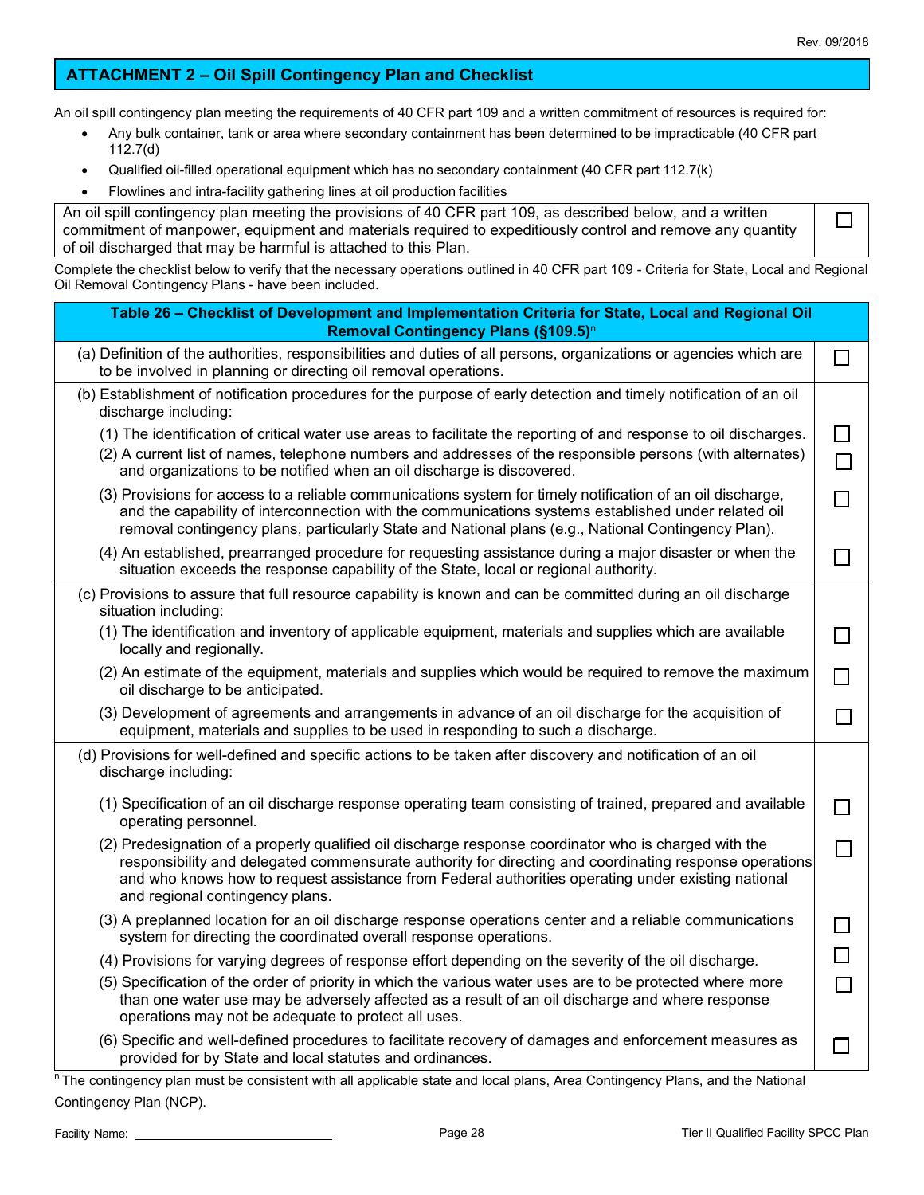## ATTACHMENT 2 – Oil Spill Contingency Plan and Checklist

An oil spill contingency plan meeting the requirements of 40 CFR part 109 and a written commitment of resources is required for:

- Any bulk container, tank or area where secondary containment has been determined to be impracticable (40 CFR part 112.7(d)
- Qualified oil-filled operational equipment which has no secondary containment (40 CFR part 112.7(k)
- Flowlines and intra-facility gathering lines at oil production facilities

| | |
|---|---|
| An oil spill contingency plan meeting the provisions of 40 CFR part 109, as described below, and a written commitment of manpower, equipment and materials required to expeditiously control and remove any quantity of oil discharged that may be harmful is attached to this Plan. | ☐ |

Complete the checklist below to verify that the necessary operations outlined in 40 CFR part 109 - Criteria for State, Local and Regional Oil Removal Contingency Plans - have been included.

| Table 26 – Checklist of Development and Implementation Criteria for State, Local and Regional Oil Removal Contingency Plans (§109.5)[n] | |
|---|---|
| (a) Definition of the authorities, responsibilities and duties of all persons, organizations or agencies which are to be involved in planning or directing oil removal operations. | ☐ |
| (b) Establishment of notification procedures for the purpose of early detection and timely notification of an oil discharge including: | |
| (1) The identification of critical water use areas to facilitate the reporting of and response to oil discharges. | ☐ |
| (2) A current list of names, telephone numbers and addresses of the responsible persons (with alternates) and organizations to be notified when an oil discharge is discovered. | ☐ |
| (3) Provisions for access to a reliable communications system for timely notification of an oil discharge, and the capability of interconnection with the communications systems established under related oil removal contingency plans, particularly State and National plans (e.g., National Contingency Plan). | ☐ |
| (4) An established, prearranged procedure for requesting assistance during a major disaster or when the situation exceeds the response capability of the State, local or regional authority. | ☐ |
| (c) Provisions to assure that full resource capability is known and can be committed during an oil discharge situation including: | |
| (1) The identification and inventory of applicable equipment, materials and supplies which are available locally and regionally. | ☐ |
| (2) An estimate of the equipment, materials and supplies which would be required to remove the maximum oil discharge to be anticipated. | ☐ |
| (3) Development of agreements and arrangements in advance of an oil discharge for the acquisition of equipment, materials and supplies to be used in responding to such a discharge. | ☐ |
| (d) Provisions for well-defined and specific actions to be taken after discovery and notification of an oil discharge including: | |
| (1) Specification of an oil discharge response operating team consisting of trained, prepared and available operating personnel. | ☐ |
| (2) Predesignation of a properly qualified oil discharge response coordinator who is charged with the responsibility and delegated commensurate authority for directing and coordinating response operations and who knows how to request assistance from Federal authorities operating under existing national and regional contingency plans. | ☐ |
| (3) A preplanned location for an oil discharge response operations center and a reliable communications system for directing the coordinated overall response operations. | ☐ |
| (4) Provisions for varying degrees of response effort depending on the severity of the oil discharge. | ☐ |
| (5) Specification of the order of priority in which the various water uses are to be protected where more than one water use may be adversely affected as a result of an oil discharge and where response operations may not be adequate to protect all uses. | ☐ |
| (6) Specific and well-defined procedures to facilitate recovery of damages and enforcement measures as provided for by State and local statutes and ordinances. | ☐ |

[n] The contingency plan must be consistent with all applicable state and local plans, Area Contingency Plans, and the National Contingency Plan (NCP).

Facility Name: ____________________________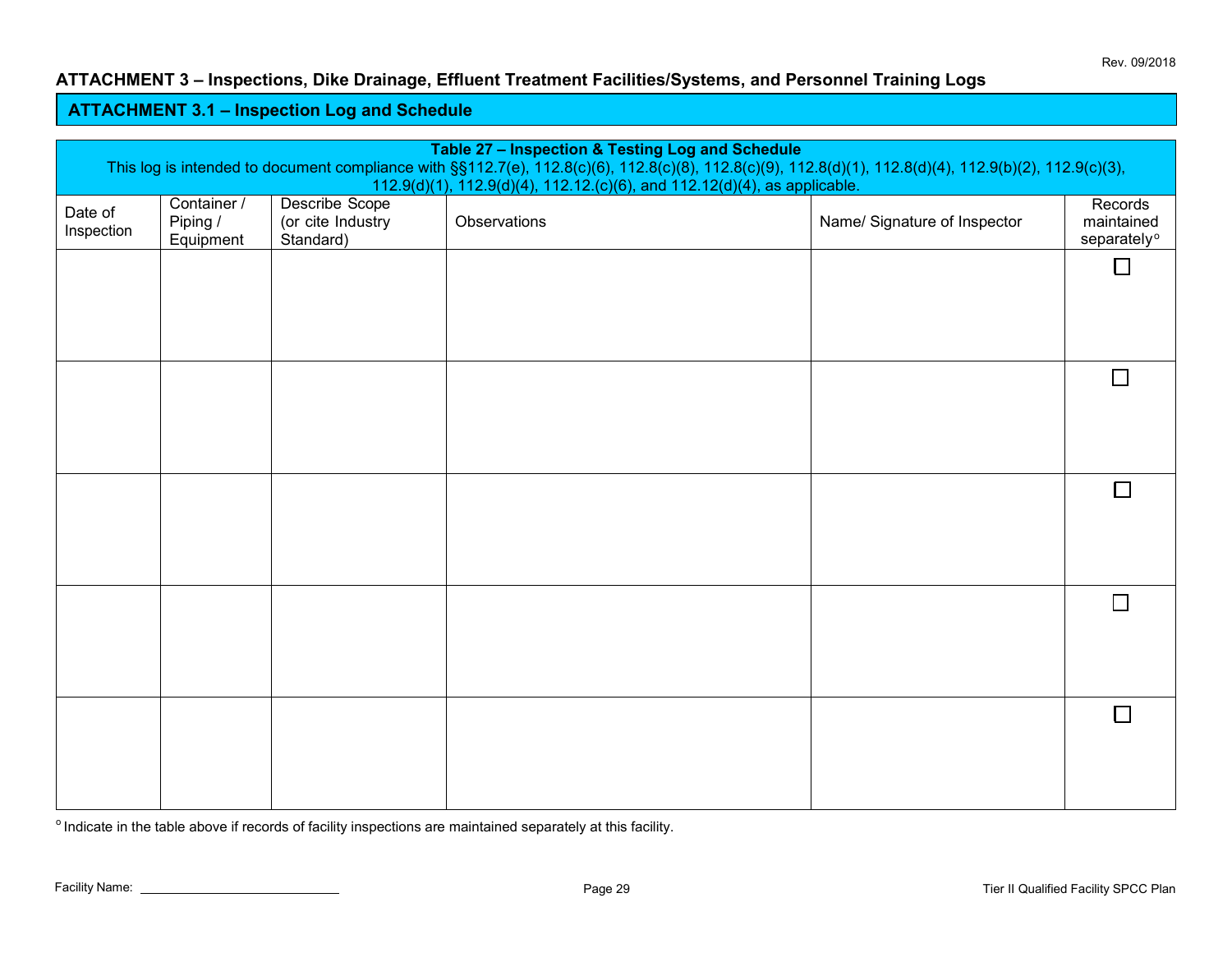## ATTACHMENT 3 – Inspections, Dike Drainage, Effluent Treatment Facilities/Systems, and Personnel Training Logs

### ATTACHMENT 3.1 – Inspection Log and Schedule

**Table 27 – Inspection & Testing Log and Schedule**

This log is intended to document compliance with §§112.7(e), 112.8(c)(6), 112.8(c)(8), 112.8(c)(9), 112.8(d)(1), 112.8(d)(4), 112.9(b)(2), 112.9(c)(3), 112.9(d)(1), 112.9(d)(4), 112.12.(c)(6), and 112.12(d)(4), as applicable.

| Date of Inspection | Container / Piping / Equipment | Describe Scope (or cite Industry Standard) | Observations | Name/ Signature of Inspector | Records maintained separately[o] |
|---|---|---|---|---|---|
| | | | | | ☐ |
| | | | | | ☐ |
| | | | | | ☐ |
| | | | | | ☐ |
| | | | | | ☐ |

[o] Indicate in the table above if records of facility inspections are maintained separately at this facility.

Facility Name: ______________________________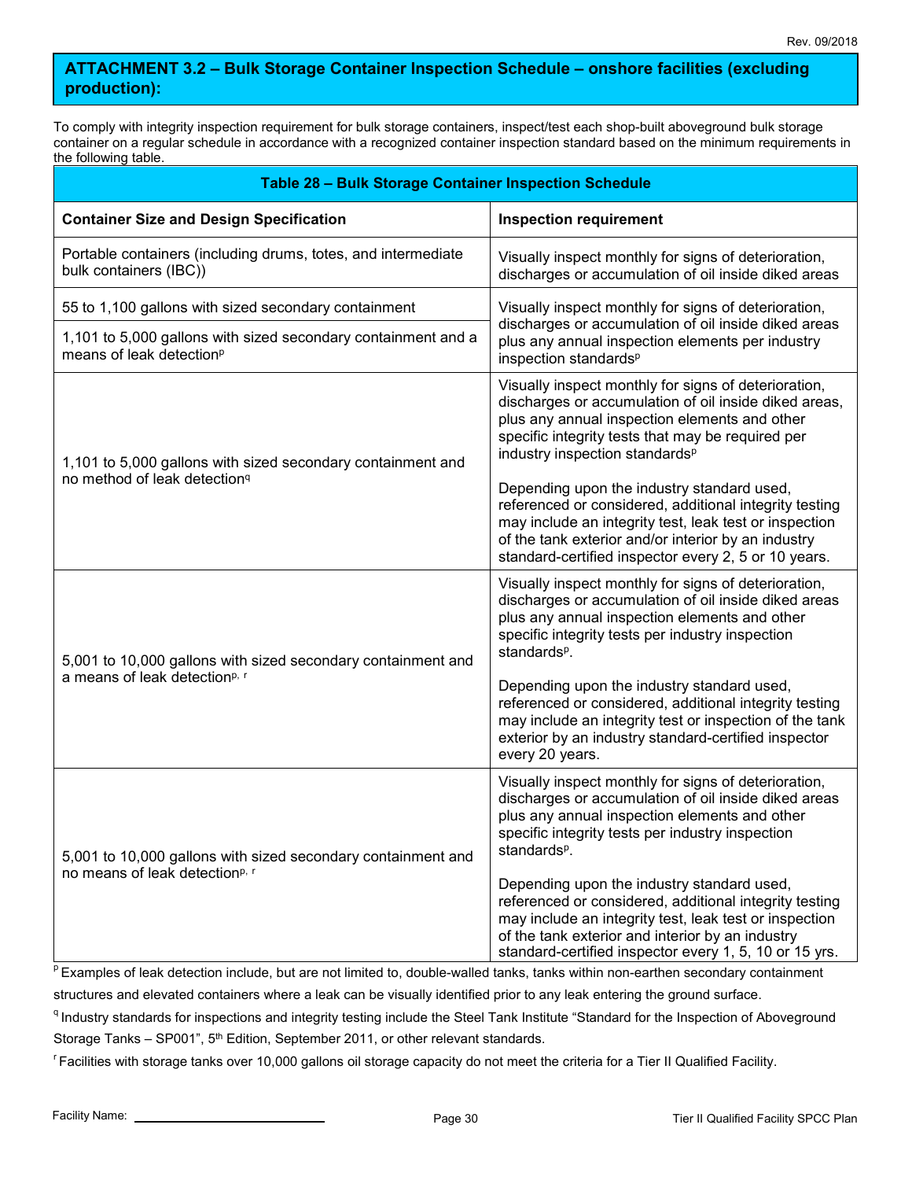## ATTACHMENT 3.2 – Bulk Storage Container Inspection Schedule – onshore facilities (excluding production):

To comply with integrity inspection requirement for bulk storage containers, inspect/test each shop-built aboveground bulk storage container on a regular schedule in accordance with a recognized container inspection standard based on the minimum requirements in the following table.

| Table 28 – Bulk Storage Container Inspection Schedule | |
|---|---|
| **Container Size and Design Specification** | **Inspection requirement** |
| Portable containers (including drums, totes, and intermediate bulk containers (IBC)) | Visually inspect monthly for signs of deterioration, discharges or accumulation of oil inside diked areas |
| 55 to 1,100 gallons with sized secondary containment | Visually inspect monthly for signs of deterioration, discharges or accumulation of oil inside diked areas plus any annual inspection elements per industry inspection standards[p] |
| 1,101 to 5,000 gallons with sized secondary containment and a means of leak detection[p] | |
| 1,101 to 5,000 gallons with sized secondary containment and no method of leak detection[q] | Visually inspect monthly for signs of deterioration, discharges or accumulation of oil inside diked areas, plus any annual inspection elements and other specific integrity tests that may be required per industry inspection standards[p]<br><br>Depending upon the industry standard used, referenced or considered, additional integrity testing may include an integrity test, leak test or inspection of the tank exterior and/or interior by an industry standard-certified inspector every 2, 5 or 10 years. |
| 5,001 to 10,000 gallons with sized secondary containment and a means of leak detection[p, r] | Visually inspect monthly for signs of deterioration, discharges or accumulation of oil inside diked areas plus any annual inspection elements and other specific integrity tests per industry inspection standards[p].<br><br>Depending upon the industry standard used, referenced or considered, additional integrity testing may include an integrity test or inspection of the tank exterior by an industry standard-certified inspector every 20 years. |
| 5,001 to 10,000 gallons with sized secondary containment and no means of leak detection[p, r] | Visually inspect monthly for signs of deterioration, discharges or accumulation of oil inside diked areas plus any annual inspection elements and other specific integrity tests per industry inspection standards[p].<br><br>Depending upon the industry standard used, referenced or considered, additional integrity testing may include an integrity test, leak test or inspection of the tank exterior and interior by an industry standard-certified inspector every 1, 5, 10 or 15 yrs. |

[p] Examples of leak detection include, but are not limited to, double-walled tanks, tanks within non-earthen secondary containment structures and elevated containers where a leak can be visually identified prior to any leak entering the ground surface.

[q] Industry standards for inspections and integrity testing include the Steel Tank Institute "Standard for the Inspection of Aboveground Storage Tanks – SP001", 5th Edition, September 2011, or other relevant standards.

[r] Facilities with storage tanks over 10,000 gallons oil storage capacity do not meet the criteria for a Tier II Qualified Facility.

Facility Name: ______________________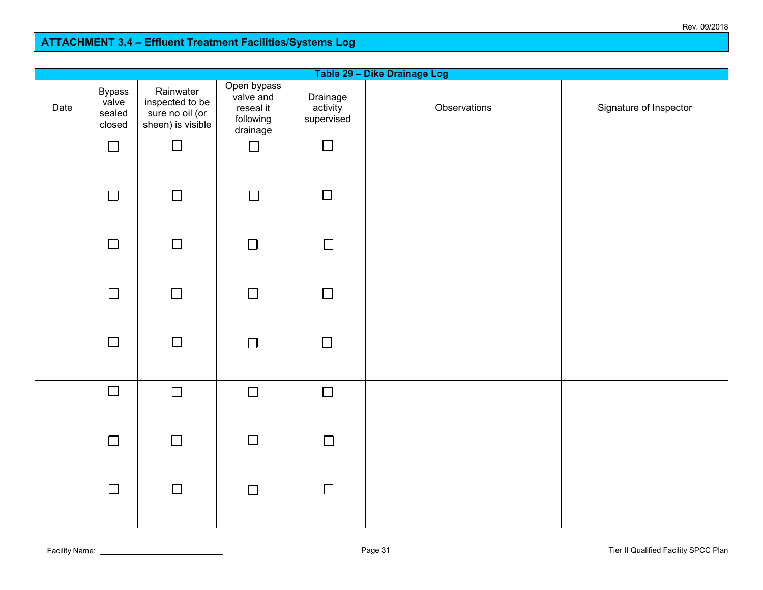## ATTACHMENT 3.4 – Effluent Treatment Facilities/Systems Log

| Table 29 – Dike Drainage Log | | | | | | |
|---|---|---|---|---|---|---|
| Date | Bypass valve sealed closed | Rainwater inspected to be sure no oil (or sheen) is visible | Open bypass valve and reseal it following drainage | Drainage activity supervised | Observations | Signature of Inspector |
| | ☐ | ☐ | ☐ | ☐ | | |
| | ☐ | ☐ | ☐ | ☐ | | |
| | ☐ | ☐ | ☐ | ☐ | | |
| | ☐ | ☐ | ☐ | ☐ | | |
| | ☐ | ☐ | ☐ | ☐ | | |
| | ☐ | ☐ | ☐ | ☐ | | |
| | ☐ | ☐ | ☐ | ☐ | | |
| | ☐ | ☐ | ☐ | ☐ | | |

Facility Name: ___________________________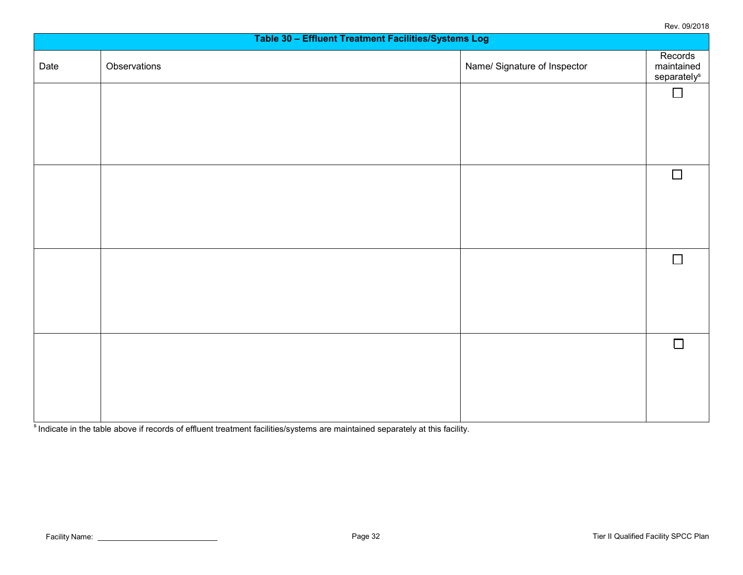| Table 30 – Effluent Treatment Facilities/Systems Log | | | |
|---|---|---|---|
| Date | Observations | Name/ Signature of Inspector | Records maintained separately[s] |
| | | | ☐ |
| | | | ☐ |
| | | | ☐ |
| | | | ☐ |

[s] Indicate in the table above if records of effluent treatment facilities/systems are maintained separately at this facility.

Facility Name: ______________________________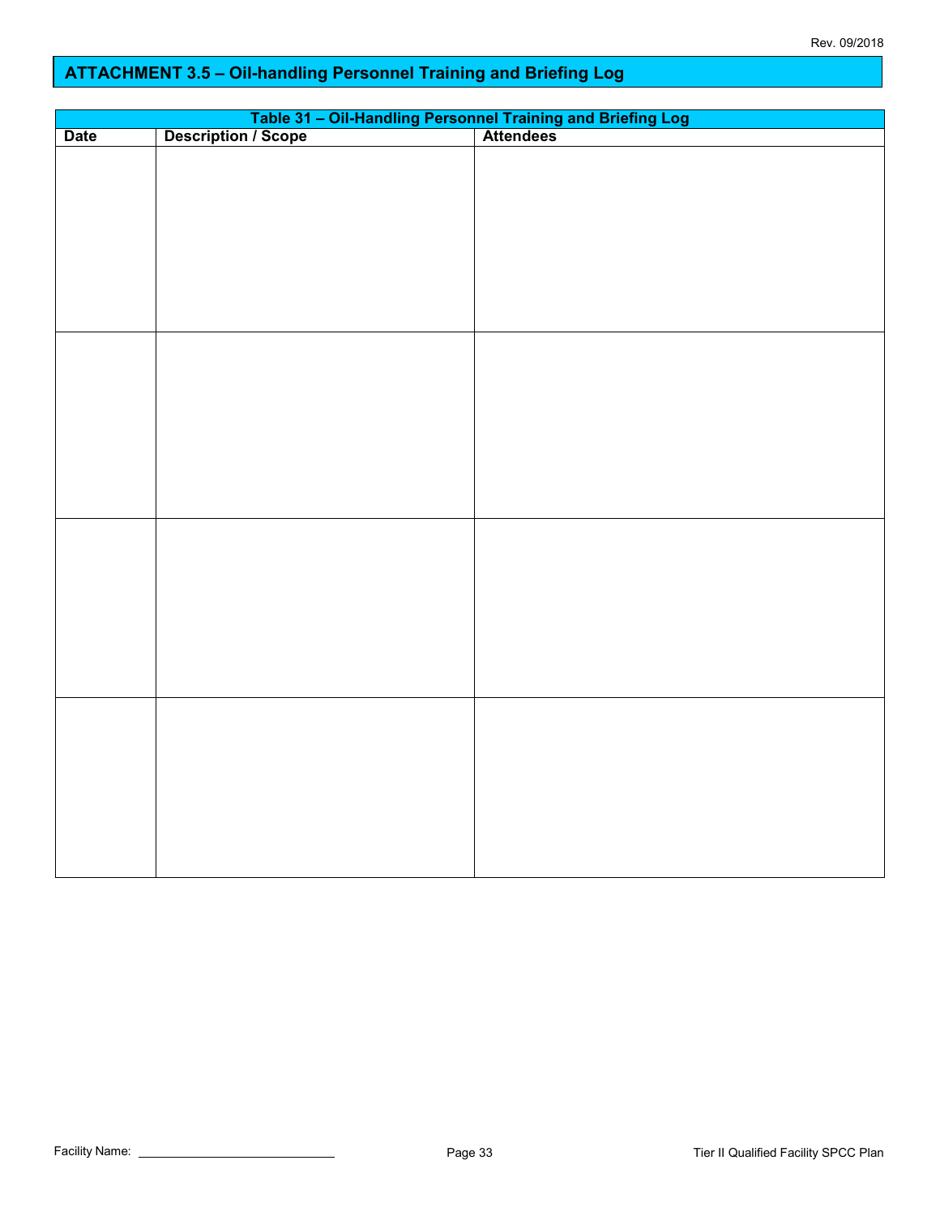## ATTACHMENT 3.5 – Oil-handling Personnel Training and Briefing Log

**Table 31 – Oil-Handling Personnel Training and Briefing Log**

| Date | Description / Scope | Attendees |
|---|---|---|
| | | |
| | | |
| | | |
| | | |

Facility Name: ______________________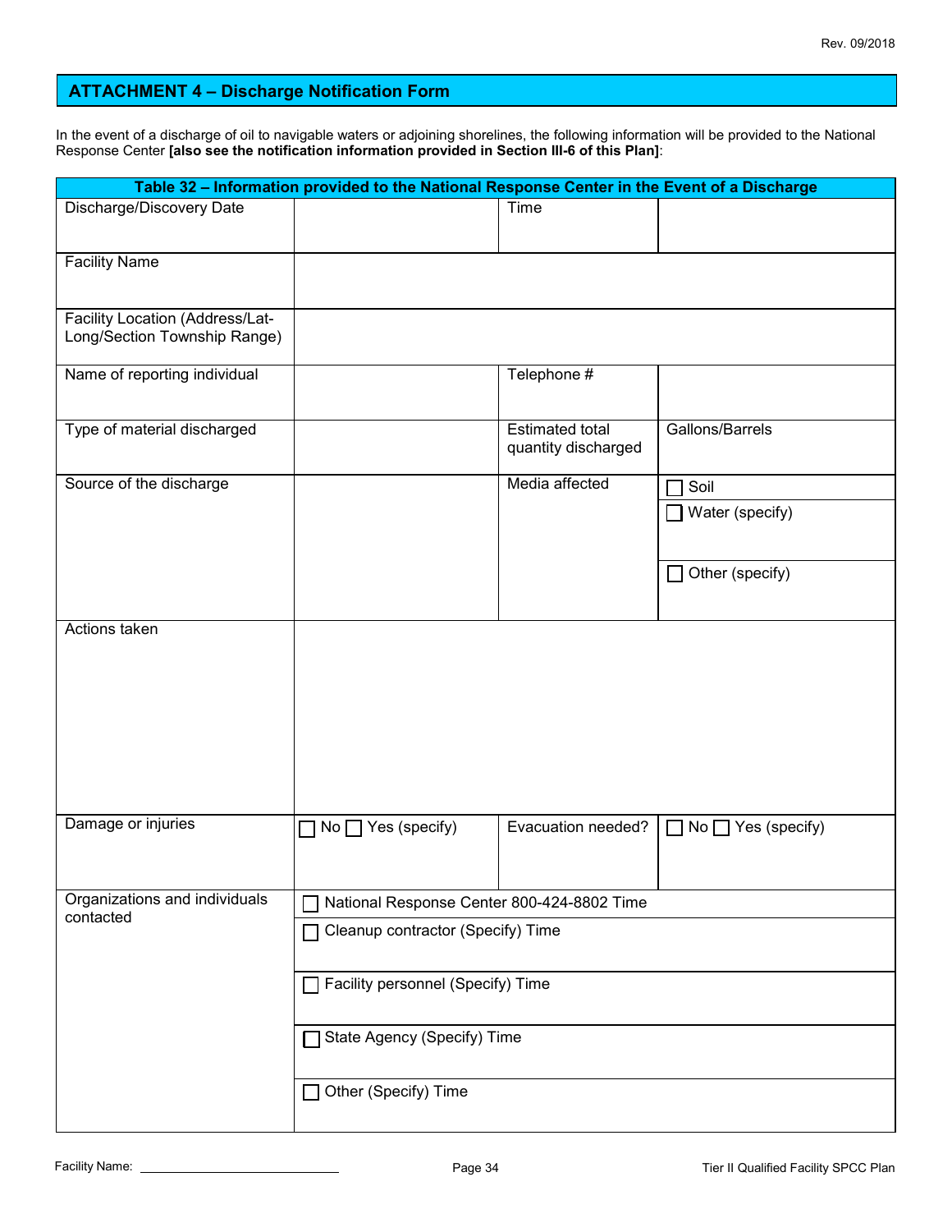## ATTACHMENT 4 – Discharge Notification Form

In the event of a discharge of oil to navigable waters or adjoining shorelines, the following information will be provided to the National Response Center **[also see the notification information provided in Section III-6 of this Plan]**:

| Table 32 – Information provided to the National Response Center in the Event of a Discharge | | | |
|---|---|---|---|
| Discharge/Discovery Date | | Time | |
| Facility Name | | | |
| Facility Location (Address/Lat-Long/Section Township Range) | | | |
| Name of reporting individual | | Telephone # | |
| Type of material discharged | | Estimated total quantity discharged | Gallons/Barrels |
| Source of the discharge | | Media affected | ☐ Soil<br>☐ Water (specify)<br>☐ Other (specify) |
| Actions taken | | | |
| Damage or injuries | ☐ No ☐ Yes (specify) | Evacuation needed? | ☐ No ☐ Yes (specify) |
| Organizations and individuals contacted | ☐ National Response Center 800-424-8802 Time<br>☐ Cleanup contractor (Specify) Time<br>☐ Facility personnel (Specify) Time<br>☐ State Agency (Specify) Time<br>☐ Other (Specify) Time | | |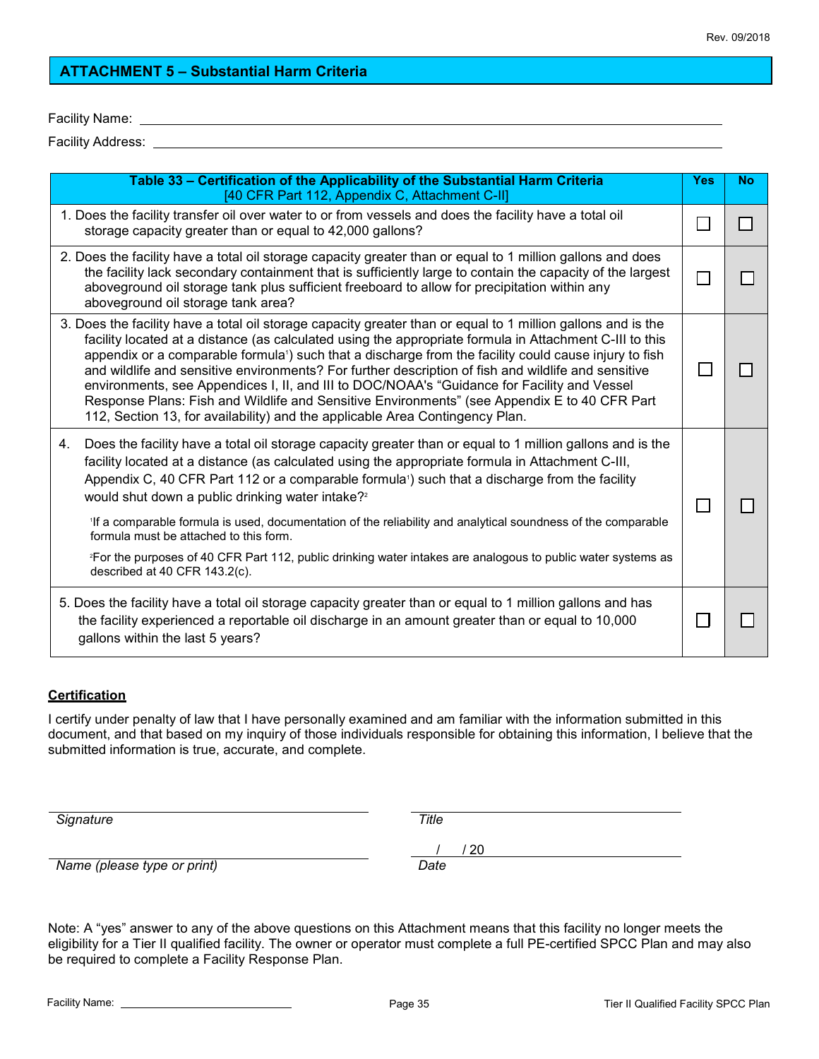## ATTACHMENT 5 – Substantial Harm Criteria

Facility Name: ___________________________________________

Facility Address: ___________________________________________

| Table 33 – Certification of the Applicability of the Substantial Harm Criteria [40 CFR Part 112, Appendix C, Attachment C-II] | Yes | No |
|---|---|---|
| 1. Does the facility transfer oil over water to or from vessels and does the facility have a total oil storage capacity greater than or equal to 42,000 gallons? | ☐ | ☐ |
| 2. Does the facility have a total oil storage capacity greater than or equal to 1 million gallons and does the facility lack secondary containment that is sufficiently large to contain the capacity of the largest aboveground oil storage tank plus sufficient freeboard to allow for precipitation within any aboveground oil storage tank area? | ☐ | ☐ |
| 3. Does the facility have a total oil storage capacity greater than or equal to 1 million gallons and is the facility located at a distance (as calculated using the appropriate formula in Attachment C-III to this appendix or a comparable formula[1]) such that a discharge from the facility could cause injury to fish and wildlife and sensitive environments? For further description of fish and wildlife and sensitive environments, see Appendices I, II, and III to DOC/NOAA's "Guidance for Facility and Vessel Response Plans: Fish and Wildlife and Sensitive Environments" (see Appendix E to 40 CFR Part 112, Section 13, for availability) and the applicable Area Contingency Plan. | ☐ | ☐ |
| 4. Does the facility have a total oil storage capacity greater than or equal to 1 million gallons and is the facility located at a distance (as calculated using the appropriate formula in Attachment C-III, Appendix C, 40 CFR Part 112 or a comparable formula[1]) such that a discharge from the facility would shut down a public drinking water intake?[2]<br><br>[1]If a comparable formula is used, documentation of the reliability and analytical soundness of the comparable formula must be attached to this form.<br><br>[2]For the purposes of 40 CFR Part 112, public drinking water intakes are analogous to public water systems as described at 40 CFR 143.2(c). | ☐ | ☐ |
| 5. Does the facility have a total oil storage capacity greater than or equal to 1 million gallons and has the facility experienced a reportable oil discharge in an amount greater than or equal to 10,000 gallons within the last 5 years? | ☐ | ☐ |

**Certification**

I certify under penalty of law that I have personally examined and am familiar with the information submitted in this document, and that based on my inquiry of those individuals responsible for obtaining this information, I believe that the submitted information is true, accurate, and complete.

___________________________________ ___________________________________

*Signature* *Title*

___________________________________ / / 20

*Name (please type or print)* *Date*

Note: A "yes" answer to any of the above questions on this Attachment means that this facility no longer meets the eligibility for a Tier II qualified facility. The owner or operator must complete a full PE-certified SPCC Plan and may also be required to complete a Facility Response Plan.